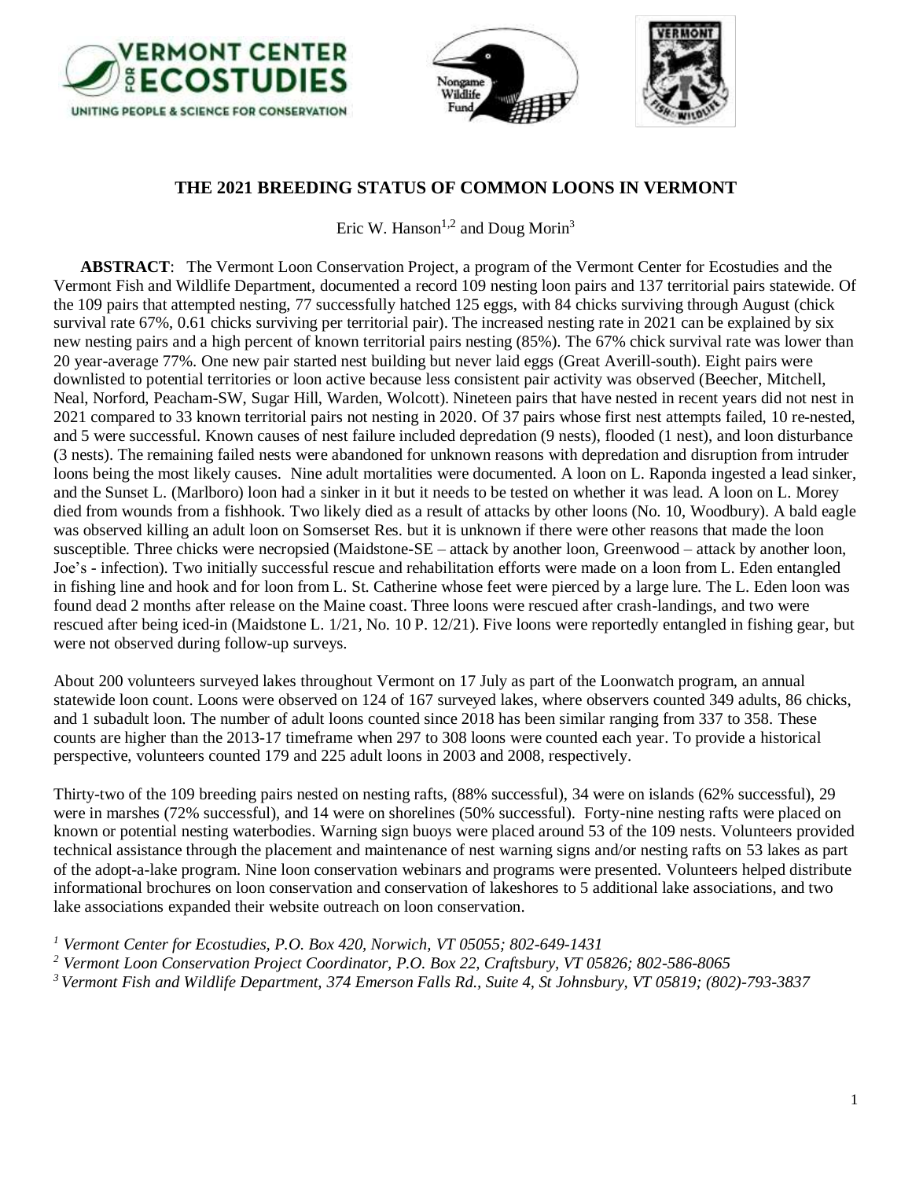# THE 2021 BREEDING STATUS OF COMMON LOONS IN VERMONT

Eric W. Hanson[1,2] and Doug Morin[3]

**ABSTRACT**: The Vermont Loon Conservation Project, a program of the Vermont Center for Ecostudies and the Vermont Fish and Wildlife Department, documented a record 109 nesting loon pairs and 137 territorial pairs statewide. Of the 109 pairs that attempted nesting, 77 successfully hatched 125 eggs, with 84 chicks surviving through August (chick survival rate 67%, 0.61 chicks surviving per territorial pair). The increased nesting rate in 2021 can be explained by six new nesting pairs and a high percent of known territorial pairs nesting (85%). The 67% chick survival rate was lower than 20 year-average 77%. One new pair started nest building but never laid eggs (Great Averill-south). Eight pairs were downlisted to potential territories or loon active because less consistent pair activity was observed (Beecher, Mitchell, Neal, Norford, Peacham-SW, Sugar Hill, Warden, Wolcott). Nineteen pairs that have nested in recent years did not nest in 2021 compared to 33 known territorial pairs not nesting in 2020. Of 37 pairs whose first nest attempts failed, 10 re-nested, and 5 were successful. Known causes of nest failure included depredation (9 nests), flooded (1 nest), and loon disturbance (3 nests). The remaining failed nests were abandoned for unknown reasons with depredation and disruption from intruder loons being the most likely causes. Nine adult mortalities were documented. A loon on L. Raponda ingested a lead sinker, and the Sunset L. (Marlboro) loon had a sinker in it but it needs to be tested on whether it was lead. A loon on L. Morey died from wounds from a fishhook. Two likely died as a result of attacks by other loons (No. 10, Woodbury). A bald eagle was observed killing an adult loon on Somserset Res. but it is unknown if there were other reasons that made the loon susceptible. Three chicks were necropsied (Maidstone-SE – attack by another loon, Greenwood – attack by another loon, Joe's - infection). Two initially successful rescue and rehabilitation efforts were made on a loon from L. Eden entangled in fishing line and hook and for loon from L. St. Catherine whose feet were pierced by a large lure. The L. Eden loon was found dead 2 months after release on the Maine coast. Three loons were rescued after crash-landings, and two were rescued after being iced-in (Maidstone L. 1/21, No. 10 P. 12/21). Five loons were reportedly entangled in fishing gear, but were not observed during follow-up surveys.

About 200 volunteers surveyed lakes throughout Vermont on 17 July as part of the Loonwatch program, an annual statewide loon count. Loons were observed on 124 of 167 surveyed lakes, where observers counted 349 adults, 86 chicks, and 1 subadult loon. The number of adult loons counted since 2018 has been similar ranging from 337 to 358. These counts are higher than the 2013-17 timeframe when 297 to 308 loons were counted each year. To provide a historical perspective, volunteers counted 179 and 225 adult loons in 2003 and 2008, respectively.

Thirty-two of the 109 breeding pairs nested on nesting rafts, (88% successful), 34 were on islands (62% successful), 29 were in marshes (72% successful), and 14 were on shorelines (50% successful). Forty-nine nesting rafts were placed on known or potential nesting waterbodies. Warning sign buoys were placed around 53 of the 109 nests. Volunteers provided technical assistance through the placement and maintenance of nest warning signs and/or nesting rafts on 53 lakes as part of the adopt-a-lake program. Nine loon conservation webinars and programs were presented. Volunteers helped distribute informational brochures on loon conservation and conservation of lakeshores to 5 additional lake associations, and two lake associations expanded their website outreach on loon conservation.

[1] *Vermont Center for Ecostudies, P.O. Box 420, Norwich, VT 05055; 802-649-1431*

[2] *Vermont Loon Conservation Project Coordinator, P.O. Box 22, Craftsbury, VT 05826; 802-586-8065*

[3] *Vermont Fish and Wildlife Department, 374 Emerson Falls Rd., Suite 4, St Johnsbury, VT 05819; (802)-793-3837*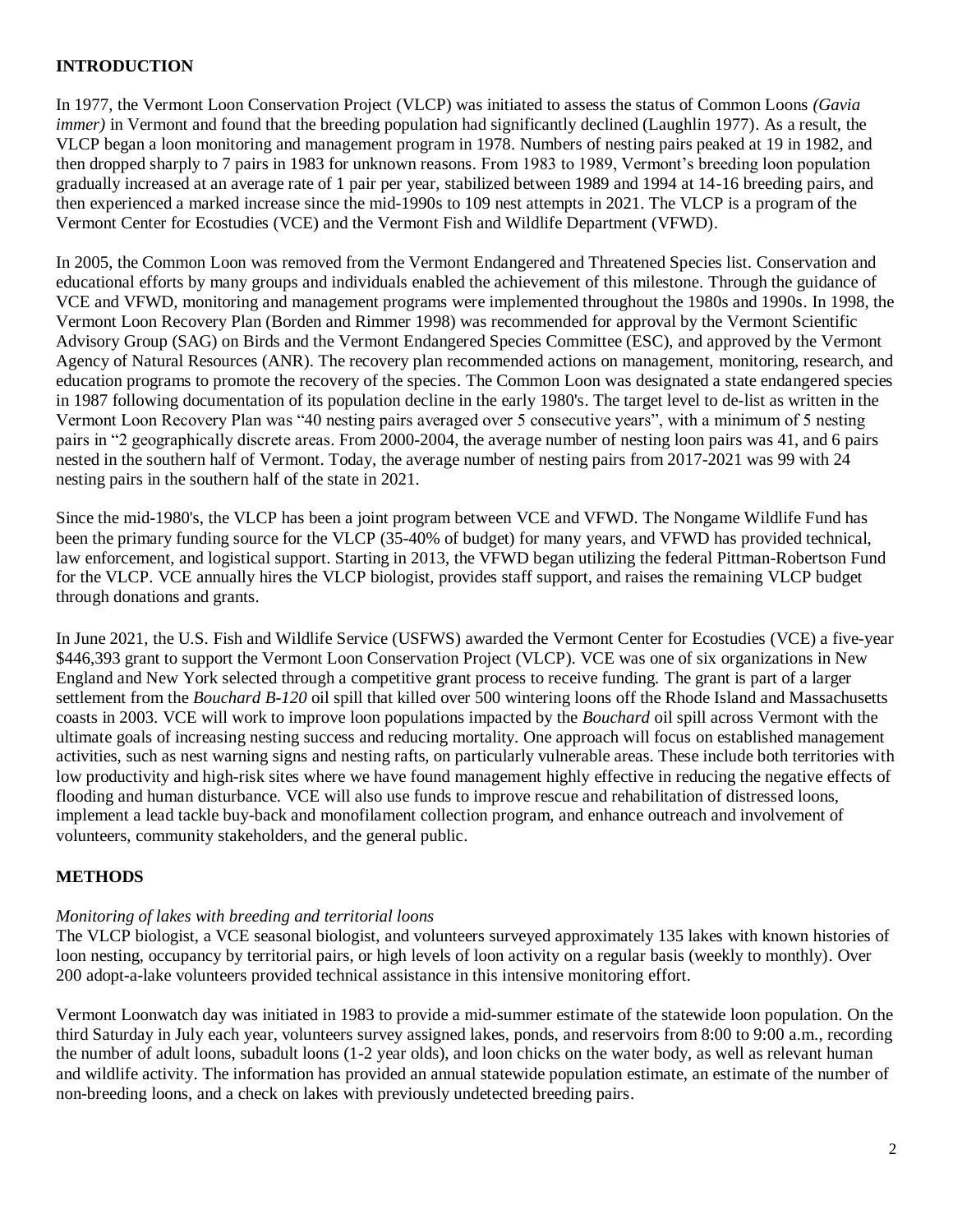## INTRODUCTION

In 1977, the Vermont Loon Conservation Project (VLCP) was initiated to assess the status of Common Loons *(Gavia immer)* in Vermont and found that the breeding population had significantly declined (Laughlin 1977). As a result, the VLCP began a loon monitoring and management program in 1978. Numbers of nesting pairs peaked at 19 in 1982, and then dropped sharply to 7 pairs in 1983 for unknown reasons. From 1983 to 1989, Vermont's breeding loon population gradually increased at an average rate of 1 pair per year, stabilized between 1989 and 1994 at 14-16 breeding pairs, and then experienced a marked increase since the mid-1990s to 109 nest attempts in 2021. The VLCP is a program of the Vermont Center for Ecostudies (VCE) and the Vermont Fish and Wildlife Department (VFWD).

In 2005, the Common Loon was removed from the Vermont Endangered and Threatened Species list. Conservation and educational efforts by many groups and individuals enabled the achievement of this milestone. Through the guidance of VCE and VFWD, monitoring and management programs were implemented throughout the 1980s and 1990s. In 1998, the Vermont Loon Recovery Plan (Borden and Rimmer 1998) was recommended for approval by the Vermont Scientific Advisory Group (SAG) on Birds and the Vermont Endangered Species Committee (ESC), and approved by the Vermont Agency of Natural Resources (ANR). The recovery plan recommended actions on management, monitoring, research, and education programs to promote the recovery of the species. The Common Loon was designated a state endangered species in 1987 following documentation of its population decline in the early 1980's. The target level to de-list as written in the Vermont Loon Recovery Plan was "40 nesting pairs averaged over 5 consecutive years", with a minimum of 5 nesting pairs in "2 geographically discrete areas. From 2000-2004, the average number of nesting loon pairs was 41, and 6 pairs nested in the southern half of Vermont. Today, the average number of nesting pairs from 2017-2021 was 99 with 24 nesting pairs in the southern half of the state in 2021.

Since the mid-1980's, the VLCP has been a joint program between VCE and VFWD. The Nongame Wildlife Fund has been the primary funding source for the VLCP (35-40% of budget) for many years, and VFWD has provided technical, law enforcement, and logistical support. Starting in 2013, the VFWD began utilizing the federal Pittman-Robertson Fund for the VLCP. VCE annually hires the VLCP biologist, provides staff support, and raises the remaining VLCP budget through donations and grants.

In June 2021, the U.S. Fish and Wildlife Service (USFWS) awarded the Vermont Center for Ecostudies (VCE) a five-year $446,393 grant to support the Vermont Loon Conservation Project (VLCP). VCE was one of six organizations in New England and New York selected through a competitive grant process to receive funding. The grant is part of a larger settlement from the *Bouchard B-120* oil spill that killed over 500 wintering loons off the Rhode Island and Massachusetts coasts in 2003. VCE will work to improve loon populations impacted by the *Bouchard* oil spill across Vermont with the ultimate goals of increasing nesting success and reducing mortality. One approach will focus on established management activities, such as nest warning signs and nesting rafts, on particularly vulnerable areas. These include both territories with low productivity and high-risk sites where we have found management highly effective in reducing the negative effects of flooding and human disturbance. VCE will also use funds to improve rescue and rehabilitation of distressed loons, implement a lead tackle buy-back and monofilament collection program, and enhance outreach and involvement of volunteers, community stakeholders, and the general public.

## METHODS

*Monitoring of lakes with breeding and territorial loons*

The VLCP biologist, a VCE seasonal biologist, and volunteers surveyed approximately 135 lakes with known histories of loon nesting, occupancy by territorial pairs, or high levels of loon activity on a regular basis (weekly to monthly). Over 200 adopt-a-lake volunteers provided technical assistance in this intensive monitoring effort.

Vermont Loonwatch day was initiated in 1983 to provide a mid-summer estimate of the statewide loon population. On the third Saturday in July each year, volunteers survey assigned lakes, ponds, and reservoirs from 8:00 to 9:00 a.m., recording the number of adult loons, subadult loons (1-2 year olds), and loon chicks on the water body, as well as relevant human and wildlife activity. The information has provided an annual statewide population estimate, an estimate of the number of non-breeding loons, and a check on lakes with previously undetected breeding pairs.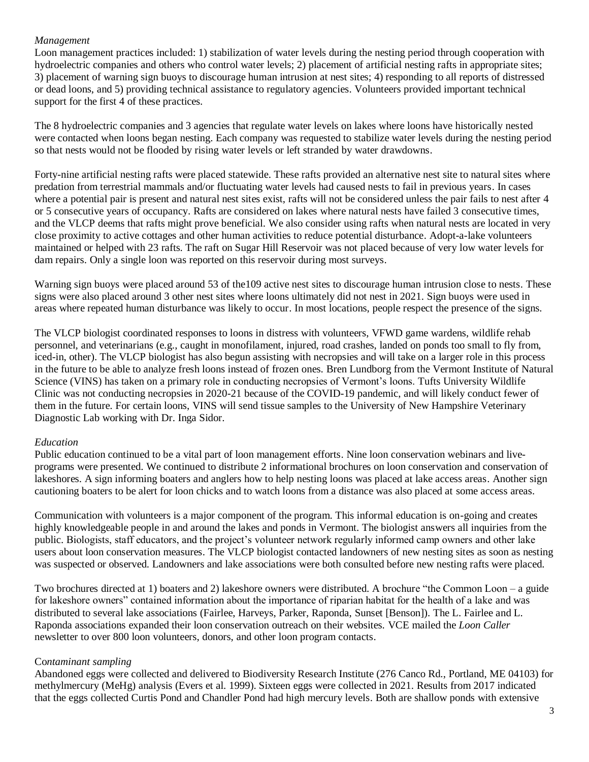*Management*

Loon management practices included: 1) stabilization of water levels during the nesting period through cooperation with hydroelectric companies and others who control water levels; 2) placement of artificial nesting rafts in appropriate sites; 3) placement of warning sign buoys to discourage human intrusion at nest sites; 4) responding to all reports of distressed or dead loons, and 5) providing technical assistance to regulatory agencies. Volunteers provided important technical support for the first 4 of these practices.

The 8 hydroelectric companies and 3 agencies that regulate water levels on lakes where loons have historically nested were contacted when loons began nesting. Each company was requested to stabilize water levels during the nesting period so that nests would not be flooded by rising water levels or left stranded by water drawdowns.

Forty-nine artificial nesting rafts were placed statewide. These rafts provided an alternative nest site to natural sites where predation from terrestrial mammals and/or fluctuating water levels had caused nests to fail in previous years. In cases where a potential pair is present and natural nest sites exist, rafts will not be considered unless the pair fails to nest after 4 or 5 consecutive years of occupancy. Rafts are considered on lakes where natural nests have failed 3 consecutive times, and the VLCP deems that rafts might prove beneficial. We also consider using rafts when natural nests are located in very close proximity to active cottages and other human activities to reduce potential disturbance. Adopt-a-lake volunteers maintained or helped with 23 rafts. The raft on Sugar Hill Reservoir was not placed because of very low water levels for dam repairs. Only a single loon was reported on this reservoir during most surveys.

Warning sign buoys were placed around 53 of the109 active nest sites to discourage human intrusion close to nests. These signs were also placed around 3 other nest sites where loons ultimately did not nest in 2021. Sign buoys were used in areas where repeated human disturbance was likely to occur. In most locations, people respect the presence of the signs.

The VLCP biologist coordinated responses to loons in distress with volunteers, VFWD game wardens, wildlife rehab personnel, and veterinarians (e.g., caught in monofilament, injured, road crashes, landed on ponds too small to fly from, iced-in, other). The VLCP biologist has also begun assisting with necropsies and will take on a larger role in this process in the future to be able to analyze fresh loons instead of frozen ones. Bren Lundborg from the Vermont Institute of Natural Science (VINS) has taken on a primary role in conducting necropsies of Vermont's loons. Tufts University Wildlife Clinic was not conducting necropsies in 2020-21 because of the COVID-19 pandemic, and will likely conduct fewer of them in the future. For certain loons, VINS will send tissue samples to the University of New Hampshire Veterinary Diagnostic Lab working with Dr. Inga Sidor.

*Education*

Public education continued to be a vital part of loon management efforts. Nine loon conservation webinars and live-programs were presented. We continued to distribute 2 informational brochures on loon conservation and conservation of lakeshores. A sign informing boaters and anglers how to help nesting loons was placed at lake access areas. Another sign cautioning boaters to be alert for loon chicks and to watch loons from a distance was also placed at some access areas.

Communication with volunteers is a major component of the program. This informal education is on-going and creates highly knowledgeable people in and around the lakes and ponds in Vermont. The biologist answers all inquiries from the public. Biologists, staff educators, and the project's volunteer network regularly informed camp owners and other lake users about loon conservation measures. The VLCP biologist contacted landowners of new nesting sites as soon as nesting was suspected or observed. Landowners and lake associations were both consulted before new nesting rafts were placed.

Two brochures directed at 1) boaters and 2) lakeshore owners were distributed. A brochure "the Common Loon – a guide for lakeshore owners" contained information about the importance of riparian habitat for the health of a lake and was distributed to several lake associations (Fairlee, Harveys, Parker, Raponda, Sunset [Benson]). The L. Fairlee and L. Raponda associations expanded their loon conservation outreach on their websites. VCE mailed the *Loon Caller* newsletter to over 800 loon volunteers, donors, and other loon program contacts.

C*ontaminant sampling*

Abandoned eggs were collected and delivered to Biodiversity Research Institute (276 Canco Rd., Portland, ME 04103) for methylmercury (MeHg) analysis (Evers et al. 1999). Sixteen eggs were collected in 2021. Results from 2017 indicated that the eggs collected Curtis Pond and Chandler Pond had high mercury levels. Both are shallow ponds with extensive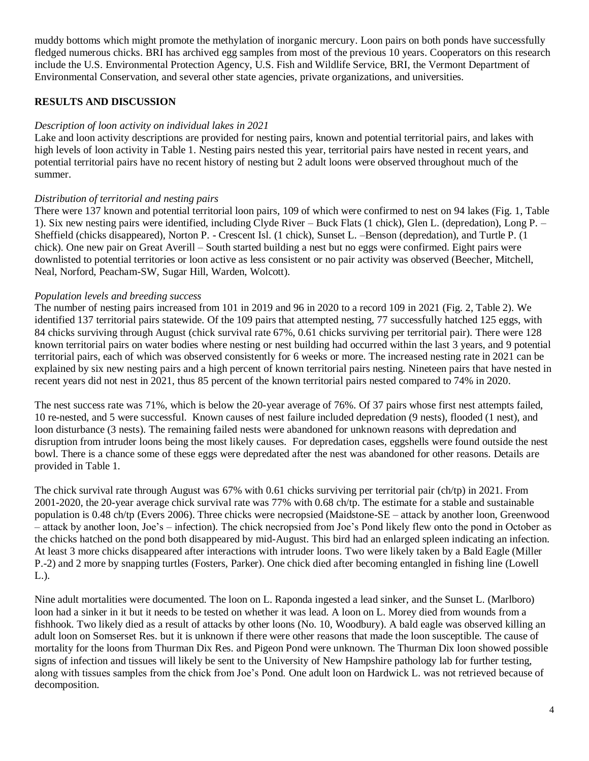muddy bottoms which might promote the methylation of inorganic mercury. Loon pairs on both ponds have successfully fledged numerous chicks. BRI has archived egg samples from most of the previous 10 years. Cooperators on this research include the U.S. Environmental Protection Agency, U.S. Fish and Wildlife Service, BRI, the Vermont Department of Environmental Conservation, and several other state agencies, private organizations, and universities.

## RESULTS AND DISCUSSION

*Description of loon activity on individual lakes in 2021*

Lake and loon activity descriptions are provided for nesting pairs, known and potential territorial pairs, and lakes with high levels of loon activity in Table 1. Nesting pairs nested this year, territorial pairs have nested in recent years, and potential territorial pairs have no recent history of nesting but 2 adult loons were observed throughout much of the summer.

*Distribution of territorial and nesting pairs*

There were 137 known and potential territorial loon pairs, 109 of which were confirmed to nest on 94 lakes (Fig. 1, Table 1). Six new nesting pairs were identified, including Clyde River – Buck Flats (1 chick), Glen L. (depredation), Long P. – Sheffield (chicks disappeared), Norton P. - Crescent Isl. (1 chick), Sunset L. –Benson (depredation), and Turtle P. (1 chick). One new pair on Great Averill – South started building a nest but no eggs were confirmed. Eight pairs were downlisted to potential territories or loon active as less consistent or no pair activity was observed (Beecher, Mitchell, Neal, Norford, Peacham-SW, Sugar Hill, Warden, Wolcott).

*Population levels and breeding success*

The number of nesting pairs increased from 101 in 2019 and 96 in 2020 to a record 109 in 2021 (Fig. 2, Table 2). We identified 137 territorial pairs statewide. Of the 109 pairs that attempted nesting, 77 successfully hatched 125 eggs, with 84 chicks surviving through August (chick survival rate 67%, 0.61 chicks surviving per territorial pair). There were 128 known territorial pairs on water bodies where nesting or nest building had occurred within the last 3 years, and 9 potential territorial pairs, each of which was observed consistently for 6 weeks or more. The increased nesting rate in 2021 can be explained by six new nesting pairs and a high percent of known territorial pairs nesting. Nineteen pairs that have nested in recent years did not nest in 2021, thus 85 percent of the known territorial pairs nested compared to 74% in 2020.

The nest success rate was 71%, which is below the 20-year average of 76%. Of 37 pairs whose first nest attempts failed, 10 re-nested, and 5 were successful. Known causes of nest failure included depredation (9 nests), flooded (1 nest), and loon disturbance (3 nests). The remaining failed nests were abandoned for unknown reasons with depredation and disruption from intruder loons being the most likely causes. For depredation cases, eggshells were found outside the nest bowl. There is a chance some of these eggs were depredated after the nest was abandoned for other reasons. Details are provided in Table 1.

The chick survival rate through August was 67% with 0.61 chicks surviving per territorial pair (ch/tp) in 2021. From 2001-2020, the 20-year average chick survival rate was 77% with 0.68 ch/tp. The estimate for a stable and sustainable population is 0.48 ch/tp (Evers 2006). Three chicks were necropsied (Maidstone-SE – attack by another loon, Greenwood – attack by another loon, Joe's – infection). The chick necropsied from Joe's Pond likely flew onto the pond in October as the chicks hatched on the pond both disappeared by mid-August. This bird had an enlarged spleen indicating an infection. At least 3 more chicks disappeared after interactions with intruder loons. Two were likely taken by a Bald Eagle (Miller P.-2) and 2 more by snapping turtles (Fosters, Parker). One chick died after becoming entangled in fishing line (Lowell L.).

Nine adult mortalities were documented. The loon on L. Raponda ingested a lead sinker, and the Sunset L. (Marlboro) loon had a sinker in it but it needs to be tested on whether it was lead. A loon on L. Morey died from wounds from a fishhook. Two likely died as a result of attacks by other loons (No. 10, Woodbury). A bald eagle was observed killing an adult loon on Somserset Res. but it is unknown if there were other reasons that made the loon susceptible. The cause of mortality for the loons from Thurman Dix Res. and Pigeon Pond were unknown. The Thurman Dix loon showed possible signs of infection and tissues will likely be sent to the University of New Hampshire pathology lab for further testing, along with tissues samples from the chick from Joe's Pond. One adult loon on Hardwick L. was not retrieved because of decomposition.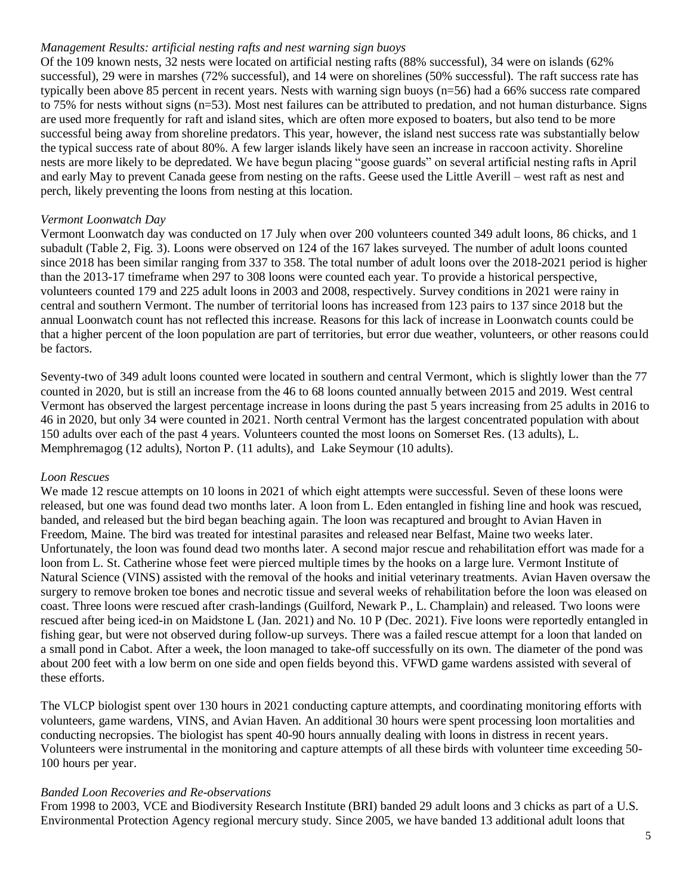*Management Results: artificial nesting rafts and nest warning sign buoys*

Of the 109 known nests, 32 nests were located on artificial nesting rafts (88% successful), 34 were on islands (62% successful), 29 were in marshes (72% successful), and 14 were on shorelines (50% successful). The raft success rate has typically been above 85 percent in recent years. Nests with warning sign buoys (n=56) had a 66% success rate compared to 75% for nests without signs (n=53). Most nest failures can be attributed to predation, and not human disturbance. Signs are used more frequently for raft and island sites, which are often more exposed to boaters, but also tend to be more successful being away from shoreline predators. This year, however, the island nest success rate was substantially below the typical success rate of about 80%. A few larger islands likely have seen an increase in raccoon activity. Shoreline nests are more likely to be depredated. We have begun placing "goose guards" on several artificial nesting rafts in April and early May to prevent Canada geese from nesting on the rafts. Geese used the Little Averill – west raft as nest and perch, likely preventing the loons from nesting at this location.

*Vermont Loonwatch Day*

Vermont Loonwatch day was conducted on 17 July when over 200 volunteers counted 349 adult loons, 86 chicks, and 1 subadult (Table 2, Fig. 3). Loons were observed on 124 of the 167 lakes surveyed. The number of adult loons counted since 2018 has been similar ranging from 337 to 358. The total number of adult loons over the 2018-2021 period is higher than the 2013-17 timeframe when 297 to 308 loons were counted each year. To provide a historical perspective, volunteers counted 179 and 225 adult loons in 2003 and 2008, respectively. Survey conditions in 2021 were rainy in central and southern Vermont. The number of territorial loons has increased from 123 pairs to 137 since 2018 but the annual Loonwatch count has not reflected this increase. Reasons for this lack of increase in Loonwatch counts could be that a higher percent of the loon population are part of territories, but error due weather, volunteers, or other reasons could be factors.

Seventy-two of 349 adult loons counted were located in southern and central Vermont, which is slightly lower than the 77 counted in 2020, but is still an increase from the 46 to 68 loons counted annually between 2015 and 2019. West central Vermont has observed the largest percentage increase in loons during the past 5 years increasing from 25 adults in 2016 to 46 in 2020, but only 34 were counted in 2021. North central Vermont has the largest concentrated population with about 150 adults over each of the past 4 years. Volunteers counted the most loons on Somerset Res. (13 adults), L. Memphremagog (12 adults), Norton P. (11 adults), and Lake Seymour (10 adults).

*Loon Rescues*

We made 12 rescue attempts on 10 loons in 2021 of which eight attempts were successful. Seven of these loons were released, but one was found dead two months later. A loon from L. Eden entangled in fishing line and hook was rescued, banded, and released but the bird began beaching again. The loon was recaptured and brought to Avian Haven in Freedom, Maine. The bird was treated for intestinal parasites and released near Belfast, Maine two weeks later. Unfortunately, the loon was found dead two months later. A second major rescue and rehabilitation effort was made for a loon from L. St. Catherine whose feet were pierced multiple times by the hooks on a large lure. Vermont Institute of Natural Science (VINS) assisted with the removal of the hooks and initial veterinary treatments. Avian Haven oversaw the surgery to remove broken toe bones and necrotic tissue and several weeks of rehabilitation before the loon was eleased on coast. Three loons were rescued after crash-landings (Guilford, Newark P., L. Champlain) and released. Two loons were rescued after being iced-in on Maidstone L (Jan. 2021) and No. 10 P (Dec. 2021). Five loons were reportedly entangled in fishing gear, but were not observed during follow-up surveys. There was a failed rescue attempt for a loon that landed on a small pond in Cabot. After a week, the loon managed to take-off successfully on its own. The diameter of the pond was about 200 feet with a low berm on one side and open fields beyond this. VFWD game wardens assisted with several of these efforts.

The VLCP biologist spent over 130 hours in 2021 conducting capture attempts, and coordinating monitoring efforts with volunteers, game wardens, VINS, and Avian Haven. An additional 30 hours were spent processing loon mortalities and conducting necropsies. The biologist has spent 40-90 hours annually dealing with loons in distress in recent years. Volunteers were instrumental in the monitoring and capture attempts of all these birds with volunteer time exceeding 50-100 hours per year.

*Banded Loon Recoveries and Re-observations*

From 1998 to 2003, VCE and Biodiversity Research Institute (BRI) banded 29 adult loons and 3 chicks as part of a U.S. Environmental Protection Agency regional mercury study. Since 2005, we have banded 13 additional adult loons that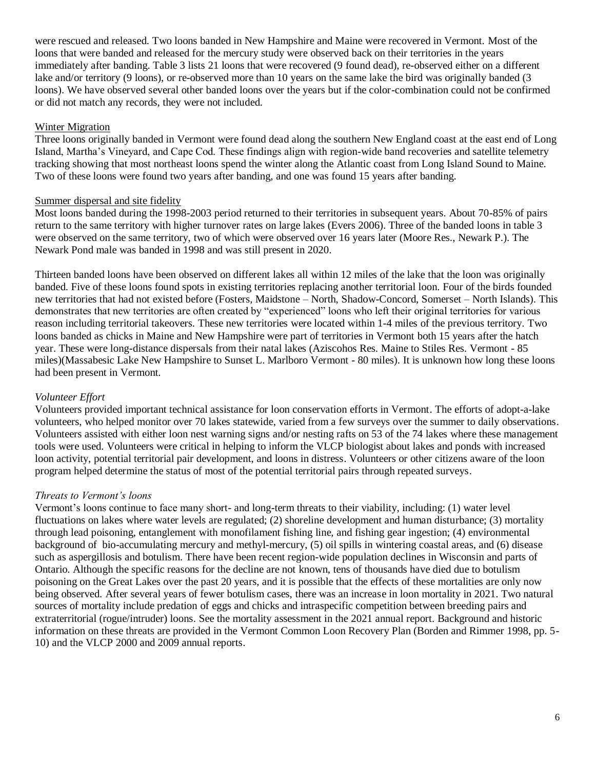were rescued and released. Two loons banded in New Hampshire and Maine were recovered in Vermont. Most of the loons that were banded and released for the mercury study were observed back on their territories in the years immediately after banding. Table 3 lists 21 loons that were recovered (9 found dead), re-observed either on a different lake and/or territory (9 loons), or re-observed more than 10 years on the same lake the bird was originally banded (3 loons). We have observed several other banded loons over the years but if the color-combination could not be confirmed or did not match any records, they were not included.

Winter Migration

Three loons originally banded in Vermont were found dead along the southern New England coast at the east end of Long Island, Martha's Vineyard, and Cape Cod. These findings align with region-wide band recoveries and satellite telemetry tracking showing that most northeast loons spend the winter along the Atlantic coast from Long Island Sound to Maine. Two of these loons were found two years after banding, and one was found 15 years after banding.

Summer dispersal and site fidelity

Most loons banded during the 1998-2003 period returned to their territories in subsequent years. About 70-85% of pairs return to the same territory with higher turnover rates on large lakes (Evers 2006). Three of the banded loons in table 3 were observed on the same territory, two of which were observed over 16 years later (Moore Res., Newark P.). The Newark Pond male was banded in 1998 and was still present in 2020.

Thirteen banded loons have been observed on different lakes all within 12 miles of the lake that the loon was originally banded. Five of these loons found spots in existing territories replacing another territorial loon. Four of the birds founded new territories that had not existed before (Fosters, Maidstone – North, Shadow-Concord, Somerset – North Islands). This demonstrates that new territories are often created by "experienced" loons who left their original territories for various reason including territorial takeovers. These new territories were located within 1-4 miles of the previous territory. Two loons banded as chicks in Maine and New Hampshire were part of territories in Vermont both 15 years after the hatch year. These were long-distance dispersals from their natal lakes (Aziscohos Res. Maine to Stiles Res. Vermont - 85 miles)(Massabesic Lake New Hampshire to Sunset L. Marlboro Vermont - 80 miles). It is unknown how long these loons had been present in Vermont.

*Volunteer Effort*

Volunteers provided important technical assistance for loon conservation efforts in Vermont. The efforts of adopt-a-lake volunteers, who helped monitor over 70 lakes statewide, varied from a few surveys over the summer to daily observations. Volunteers assisted with either loon nest warning signs and/or nesting rafts on 53 of the 74 lakes where these management tools were used. Volunteers were critical in helping to inform the VLCP biologist about lakes and ponds with increased loon activity, potential territorial pair development, and loons in distress. Volunteers or other citizens aware of the loon program helped determine the status of most of the potential territorial pairs through repeated surveys.

*Threats to Vermont's loons*

Vermont's loons continue to face many short- and long-term threats to their viability, including: (1) water level fluctuations on lakes where water levels are regulated; (2) shoreline development and human disturbance; (3) mortality through lead poisoning, entanglement with monofilament fishing line, and fishing gear ingestion; (4) environmental background of bio-accumulating mercury and methyl-mercury, (5) oil spills in wintering coastal areas, and (6) disease such as aspergillosis and botulism. There have been recent region-wide population declines in Wisconsin and parts of Ontario. Although the specific reasons for the decline are not known, tens of thousands have died due to botulism poisoning on the Great Lakes over the past 20 years, and it is possible that the effects of these mortalities are only now being observed. After several years of fewer botulism cases, there was an increase in loon mortality in 2021. Two natural sources of mortality include predation of eggs and chicks and intraspecific competition between breeding pairs and extraterritorial (rogue/intruder) loons. See the mortality assessment in the 2021 annual report. Background and historic information on these threats are provided in the Vermont Common Loon Recovery Plan (Borden and Rimmer 1998, pp. 5-10) and the VLCP 2000 and 2009 annual reports.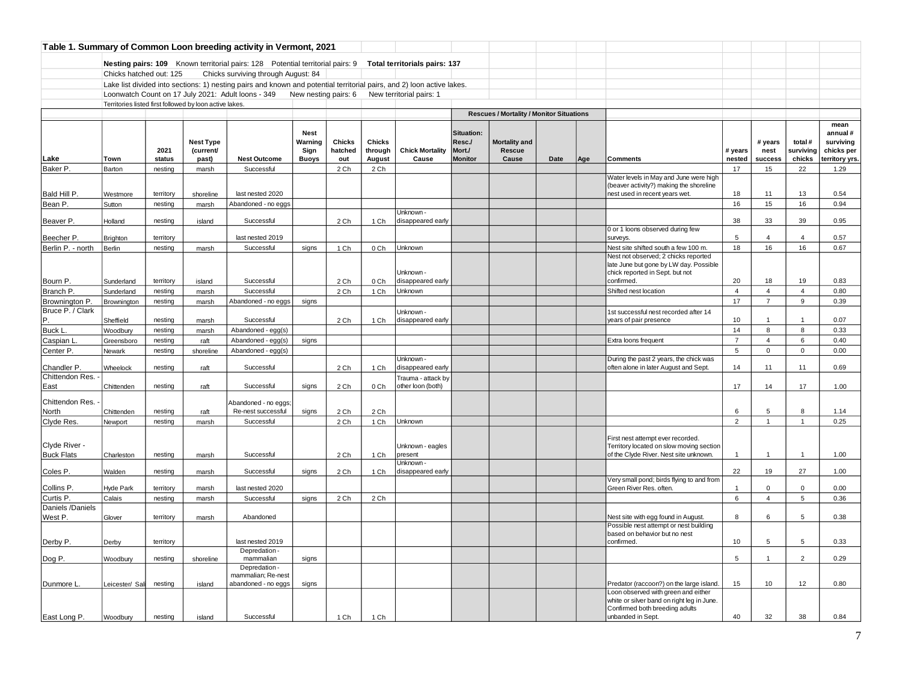## Table 1. Summary of Common Loon breeding activity in Vermont, 2021

**Nesting pairs: 109** Known territorial pairs: 128 Potential territorial pairs: 9 **Total territorials pairs: 137**

Chicks hatched out: 125 Chicks surviving through August: 84

Lake list divided into sections: 1) nesting pairs and known and potential territorial pairs, and 2) loon active lakes.

Loonwatch Count on 17 July 2021: Adult loons - 349 New nesting pairs: 6 New territorial pairs: 1

Territories listed first followed by loon active lakes.

| | | | | | | | | | Rescues / Mortality / Monitor Situations | | | | | | | | |
|---|---|---|---|---|---|---|---|---|---|---|---|---|---|---|---|---|---|
| **Lake** | **Town** | **2021 status** | **Nest Type (current/ past)** | **Nest Outcome** | **Nest Warning Sign Buoys** | **Chicks hatched out** | **Chicks through August** | **Chick Mortality Cause** | **Situation: Resc./ Mort./ Monitor** | **Mortality and Rescue Cause** | **Date** | **Age** | **Comments** | **# years nested** | **# years nest success** | **total # surviving chicks** | **mean annual # surviving chicks per territory yrs.** |
| Baker P. | Barton | nesting | marsh | Successful | | 2 Ch | 2 Ch | | | | | | | 17 | 15 | 22 | 1.29 |
| Bald Hill P. | Westmore | territory | shoreline | last nested 2020 | | | | | | | | | Water levels in May and June were high (beaver activity?) making the shoreline nest used in recent years wet. | 18 | 11 | 13 | 0.54 |
| Bean P. | Sutton | nesting | marsh | Abandoned - no eggs | | | | | | | | | | 16 | 15 | 16 | 0.94 |
| Beaver P. | Holland | nesting | island | Successful | | 2 Ch | 1 Ch | Unknown - disappeared early | | | | | | 38 | 33 | 39 | 0.95 |
| Beecher P. | Brighton | territory | | last nested 2019 | | | | | | | | | 0 or 1 loons observed during few surveys. | 5 | 4 | 4 | 0.57 |
| Berlin P. - north | Berlin | nesting | marsh | Successful | signs | 1 Ch | 0 Ch | Unknown | | | | | Nest site shifted south a few 100 m. | 18 | 16 | 16 | 0.67 |
| Bourn P. | Sunderland | territory | island | Successful | | 2 Ch | 0 Ch | Unknown - disappeared early | | | | | Nest not observed; 2 chicks reported late June but gone by LW day. Possible chick reported in Sept. but not confirmed. | 20 | 18 | 19 | 0.83 |
| Branch P. | Sunderland | nesting | marsh | Successful | | 2 Ch | 1 Ch | Unknown | | | | | Shifted nest location | 4 | 4 | 4 | 0.80 |
| Brownington P. | Brownington | nesting | marsh | Abandoned - no eggs | signs | | | | | | | | | 17 | 7 | 9 | 0.39 |
| Bruce P. / Clark P. | Sheffield | nesting | marsh | Successful | | 2 Ch | 1 Ch | Unknown - disappeared early | | | | | 1st successful nest recorded after 14 years of pair presence | 10 | 1 | 1 | 0.07 |
| Buck L. | Woodbury | nesting | marsh | Abandoned - egg(s) | | | | | | | | | | 14 | 8 | 8 | 0.33 |
| Caspian L. | Greensboro | nesting | raft | Abandoned - egg(s) | signs | | | | | | | | Extra loons frequent | 7 | 4 | 6 | 0.40 |
| Center P. | Newark | nesting | shoreline | Abandoned - egg(s) | | | | | | | | | | 5 | 0 | 0 | 0.00 |
| Chandler P. | Wheelock | nesting | raft | Successful | | 2 Ch | 1 Ch | Unknown - disappeared early | | | | | During the past 2 years, the chick was often alone in later August and Sept. | 14 | 11 | 11 | 0.69 |
| Chittendon Res. - East | Chittenden | nesting | raft | Successful | signs | 2 Ch | 0 Ch | Trauma - attack by other loon (both) | | | | | | 17 | 14 | 17 | 1.00 |
| Chittendon Res. - North | Chittenden | nesting | raft | Abandoned - no eggs; Re-nest successful | signs | 2 Ch | 2 Ch | | | | | | | 6 | 5 | 8 | 1.14 |
| Clyde Res. | Newport | nesting | marsh | Successful | | 2 Ch | 1 Ch | Unknown | | | | | | 2 | 1 | 1 | 0.25 |
| Clyde River - Buck Flats | Charleston | nesting | marsh | Successful | | 2 Ch | 1 Ch | Unknown - eagles present | | | | | First nest attempt ever recorded. Territory located on slow moving section of the Clyde River. Nest site unknown. | 1 | 1 | 1 | 1.00 |
| Coles P. | Walden | nesting | marsh | Successful | signs | 2 Ch | 1 Ch | Unknown - disappeared early | | | | | | 22 | 19 | 27 | 1.00 |
| Collins P. | Hyde Park | territory | marsh | last nested 2020 | | | | | | | | | Very small pond; birds flying to and from Green River Res. often. | 1 | 0 | 0 | 0.00 |
| Curtis P. | Calais | nesting | marsh | Successful | signs | 2 Ch | 2 Ch | | | | | | | 6 | 4 | 5 | 0.36 |
| Daniels /Daniels West P. | Glover | territory | marsh | Abandoned | | | | | | | | | Nest site with egg found in August. | 8 | 6 | 5 | 0.38 |
| Derby P. | Derby | territory | | last nested 2019 | | | | | | | | | Possible nest attempt or nest building based on behavior but no nest confirmed. | 10 | 5 | 5 | 0.33 |
| Dog P. | Woodbury | nesting | shoreline | Depredation - mammalian | signs | | | | | | | | | 5 | 1 | 2 | 0.29 |
| Dunmore L. | Leicester/ Sal | nesting | island | Depredation - mammalian; Re-nest abandoned - no eggs | signs | | | | | | | | Predator (raccoon?) on the large island. | 15 | 10 | 12 | 0.80 |
| East Long P. | Woodbury | nesting | island | Successful | | 1 Ch | 1 Ch | | | | | | Loon observed with green and either white or silver band on right leg in June. Confirmed both breeding adults unbanded in Sept. | 40 | 32 | 38 | 0.84 |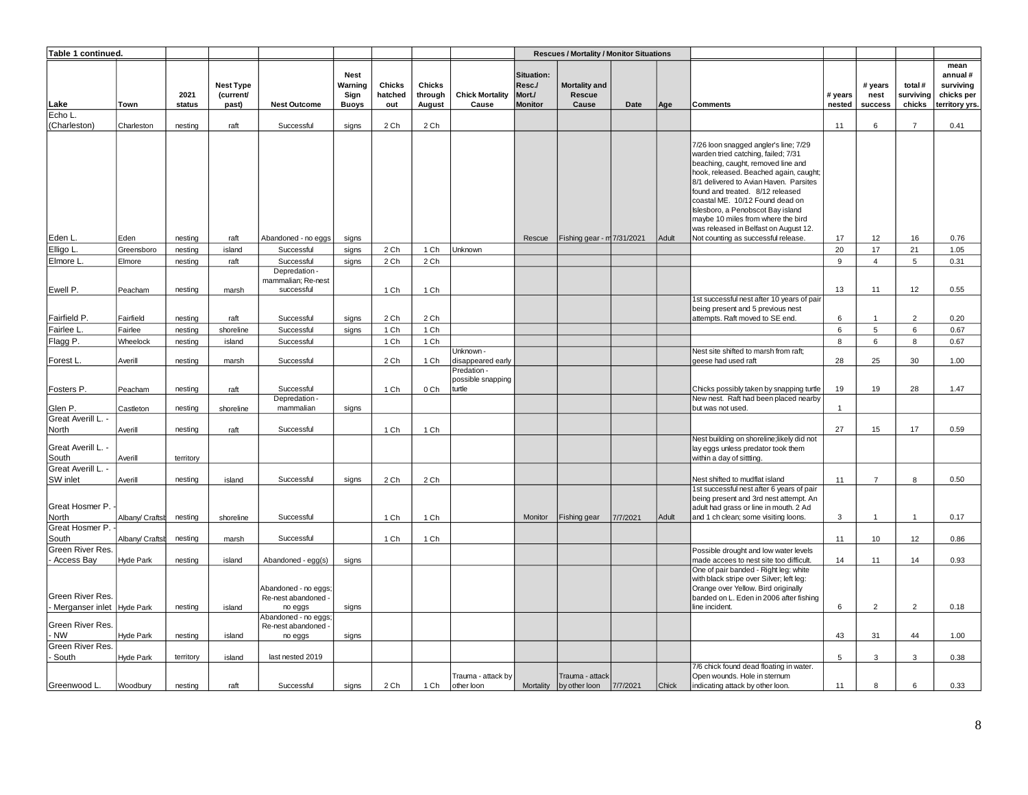| Table 1 continued. | | | | | | | | | Rescues / Mortality / Monitor Situations | | | | | | | | |
|---|---|---|---|---|---|---|---|---|---|---|---|---|---|---|---|---|---|
| Lake | Town | 2021 status | Nest Type (current/ past) | Nest Outcome | Nest Warning Sign Buoys | Chicks hatched out | Chicks through August | Chick Mortality Cause | Situation: Resc./ Mort./ Monitor | Mortality and Rescue Cause | Date | Age | Comments | # years nested | # years nest success | total # surviving chicks | mean annual # surviving chicks per territory yrs. |
| Echo L. (Charleston) | Charleston | nesting | raft | Successful | signs | 2 Ch | 2 Ch | | | | | | | 11 | 6 | 7 | 0.41 |
| Eden L. | Eden | nesting | raft | Abandoned - no eggs | signs | | | | Rescue | Fishing gear - m | 7/31/2021 | Adult | 7/26 loon snagged angler's line; 7/29 warden tried catching, failed; 7/31 beaching, caught, removed line and hook, released. Beached again, caught; 8/1 delivered to Avian Haven. Parsites found and treated. 8/12 released coastal ME. 10/12 Found dead on Islesboro, a Penobscot Bay island maybe 10 miles from where the bird was released in Belfast on August 12. Not counting as successful release. | 17 | 12 | 16 | 0.76 |
| Elligo L. | Greensboro | nesting | island | Successful | signs | 2 Ch | 1 Ch | Unknown | | | | | | 20 | 17 | 21 | 1.05 |
| Elmore L. | Elmore | nesting | raft | Successful | signs | 2 Ch | 2 Ch | | | | | | | 9 | 4 | 5 | 0.31 |
| Ewell P. | Peacham | nesting | marsh | Depredation - mammalian; Re-nest successful | | 1 Ch | 1 Ch | | | | | | | 13 | 11 | 12 | 0.55 |
| Fairfield P. | Fairfield | nesting | raft | Successful | signs | 2 Ch | 2 Ch | | | | | | 1st successful nest after 10 years of pair being present and 5 previous nest attempts. Raft moved to SE end. | 6 | 1 | 2 | 0.20 |
| Fairlee L. | Fairlee | nesting | shoreline | Successful | signs | 1 Ch | 1 Ch | | | | | | | 6 | 5 | 6 | 0.67 |
| Flagg P. | Wheelock | nesting | island | Successful | | 1 Ch | 1 Ch | | | | | | | 8 | 6 | 8 | 0.67 |
| Forest L. | Averill | nesting | marsh | Successful | | 2 Ch | 1 Ch | Unknown - disappeared early | | | | | Nest site shifted to marsh from raft; geese had used raft | 28 | 25 | 30 | 1.00 |
| Fosters P. | Peacham | nesting | raft | Successful | | 1 Ch | 0 Ch | Predation - possible snapping turtle | | | | | Chicks possibly taken by snapping turtle | 19 | 19 | 28 | 1.47 |
| Glen P. | Castleton | nesting | shoreline | Depredation - mammalian | signs | | | | | | | | New nest. Raft had been placed nearby but was not used. | 1 | | | |
| Great Averill L. - North | Averill | nesting | raft | Successful | | 1 Ch | 1 Ch | | | | | | | 27 | 15 | 17 | 0.59 |
| Great Averill L. - South | Averill | territory | | | | | | | | | | | Nest building on shoreline;likely did not lay eggs unless predator took them within a day of sittting. | | | | |
| Great Averill L. - SW inlet | Averill | nesting | island | Successful | signs | 2 Ch | 2 Ch | | | | | | Nest shifted to mudflat island | 11 | 7 | 8 | 0.50 |
| Great Hosmer P. - North | Albany/ Craftsb | nesting | shoreline | Successful | | 1 Ch | 1 Ch | | Monitor | Fishing gear | 7/7/2021 | Adult | 1st successful nest after 6 years of pair being present and 3rd nest attempt. An adult had grass or line in mouth. 2 Ad and 1 ch clean; some visiting loons. | 3 | 1 | 1 | 0.17 |
| Great Hosmer P. - South | Albany/ Craftsb | nesting | marsh | Successful | | 1 Ch | 1 Ch | | | | | | | 11 | 10 | 12 | 0.86 |
| Green River Res. - Access Bay | Hyde Park | nesting | island | Abandoned - egg(s) | signs | | | | | | | | Possible drought and low water levels made acces to nest site too difficult. | 14 | 11 | 14 | 0.93 |
| Green River Res. - Merganser inlet | Hyde Park | nesting | island | Abandoned - no eggs; Re-nest abandoned - no eggs | signs | | | | | | | | One of pair banded - Right leg: white with black stripe over Silver; left leg: Orange over Yellow. Bird originally banded on L. Eden in 2006 after fishing line incident. | 6 | 2 | 2 | 0.18 |
| Green River Res. - NW | Hyde Park | nesting | island | Abandoned - no eggs; Re-nest abandoned - no eggs | signs | | | | | | | | | 43 | 31 | 44 | 1.00 |
| Green River Res. - South | Hyde Park | territory | island | last nested 2019 | | | | | | | | | | 5 | 3 | 3 | 0.38 |
| Greenwood L. | Woodbury | nesting | raft | Successful | signs | 2 Ch | 1 Ch | Trauma - attack by other loon | Mortality | Trauma - attack by other loon | 7/7/2021 | Chick | 7/6 chick found dead floating in water. Open wounds. Hole in sternum indicating attack by other loon. | 11 | 8 | 6 | 0.33 |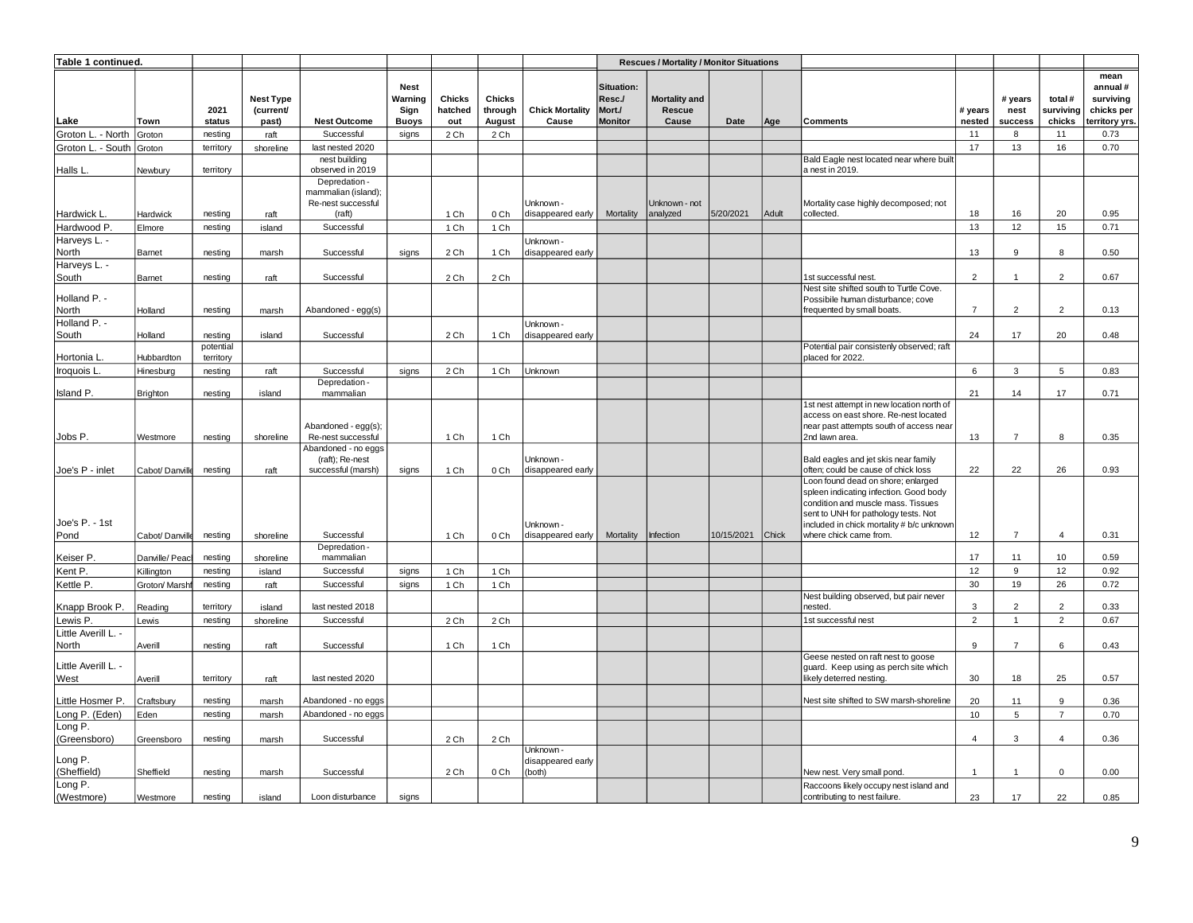| Table 1 continued. | | | | | | | | | Rescues / Mortality / Monitor Situations | | | | | | | | |
|---|---|---|---|---|---|---|---|---|---|---|---|---|---|---|---|---|---|
| Lake | Town | 2021 status | Nest Type (current/ past) | Nest Outcome | Nest Warning Sign Buoys | Chicks hatched out | Chicks through August | Chick Mortality Cause | Situation: Resc./ Mort./ Monitor | Mortality and Rescue Cause | Date | Age | Comments | # years nested | # years nest success | total # surviving chicks | mean annual # surviving chicks per territory yrs. |
| Groton L. - North | Groton | nesting | raft | Successful | signs | 2 Ch | 2 Ch | | | | | | | 11 | 8 | 11 | 0.73 |
| Groton L. - South | Groton | territory | shoreline | last nested 2020 | | | | | | | | | | 17 | 13 | 16 | 0.70 |
| Halls L. | Newbury | territory | | nest building observed in 2019 | | | | | | | | | Bald Eagle nest located near where built a nest in 2019. | | | | |
| Hardwick L. | Hardwick | nesting | raft | Depredation - mammalian (island); Re-nest successful (raft) | | 1 Ch | 0 Ch | Unknown - disappeared early | Mortality | Unknown - not analyzed | 5/20/2021 | Adult | Mortality case highly decomposed; not collected. | 18 | 16 | 20 | 0.95 |
| Hardwood P. | Elmore | nesting | island | Successful | | 1 Ch | 1 Ch | | | | | | | 13 | 12 | 15 | 0.71 |
| Harveys L. - North | Barnet | nesting | marsh | Successful | signs | 2 Ch | 1 Ch | Unknown - disappeared early | | | | | | 13 | 9 | 8 | 0.50 |
| Harveys L. - South | Barnet | nesting | raft | Successful | | 2 Ch | 2 Ch | | | | | | 1st successful nest. | 2 | 1 | 2 | 0.67 |
| Holland P. - North | Holland | nesting | marsh | Abandoned - egg(s) | | | | | | | | | Nest site shifted south to Turtle Cove. Possibile human disturbance; cove frequented by small boats. | 7 | 2 | 2 | 0.13 |
| Holland P. - South | Holland | nesting | island | Successful | | 2 Ch | 1 Ch | Unknown - disappeared early | | | | | | 24 | 17 | 20 | 0.48 |
| Hortonia L. | Hubbardton | potential territory | | | | | | | | | | | Potential pair consistenly observed; raft placed for 2022. | | | | |
| Iroquois L. | Hinesburg | nesting | raft | Successful | signs | 2 Ch | 1 Ch | Unknown | | | | | | 6 | 3 | 5 | 0.83 |
| Island P. | Brighton | nesting | island | Depredation - mammalian | | | | | | | | | | 21 | 14 | 17 | 0.71 |
| Jobs P. | Westmore | nesting | shoreline | Abandoned - egg(s); Re-nest successful | | 1 Ch | 1 Ch | | | | | | 1st nest attempt in new location north of access on east shore. Re-nest located near past attempts south of access near 2nd lawn area. | 13 | 7 | 8 | 0.35 |
| Joe's P - inlet | Cabot/ Danville | nesting | raft | Abandoned - no eggs (raft); Re-nest successful (marsh) | signs | 1 Ch | 0 Ch | Unknown - disappeared early | | | | | Bald eagles and jet skis near family often; could be cause of chick loss | 22 | 22 | 26 | 0.93 |
| Joe's P. - 1st Pond | Cabot/ Danville | nesting | shoreline | Successful | | 1 Ch | 0 Ch | Unknown - disappeared early | Mortality | Infection | 10/15/2021 | Chick | Loon found dead on shore; enlarged spleen indicating infection. Good body condition and muscle mass. Tissues sent to UNH for pathology tests. Not included in chick mortality # b/c unknown where chick came from. | 12 | 7 | 4 | 0.31 |
| Keiser P. | Danville/ Peac | nesting | shoreline | Depredation - mammalian | | | | | | | | | | 17 | 11 | 10 | 0.59 |
| Kent P. | Killington | nesting | island | Successful | signs | 1 Ch | 1 Ch | | | | | | | 12 | 9 | 12 | 0.92 |
| Kettle P. | Groton/ Marshf | nesting | raft | Successful | signs | 1 Ch | 1 Ch | | | | | | | 30 | 19 | 26 | 0.72 |
| Knapp Brook P. | Reading | territory | island | last nested 2018 | | | | | | | | | Nest building observed, but pair never nested. | 3 | 2 | 2 | 0.33 |
| Lewis P. | Lewis | nesting | shoreline | Successful | | 2 Ch | 2 Ch | | | | | | 1st successful nest | 2 | 1 | 2 | 0.67 |
| Little Averill L. - North | Averill | nesting | raft | Successful | | 1 Ch | 1 Ch | | | | | | | 9 | 7 | 6 | 0.43 |
| Little Averill L. - West | Averill | territory | raft | last nested 2020 | | | | | | | | | Geese nested on raft nest to goose guard. Keep using as perch site which likely deterred nesting. | 30 | 18 | 25 | 0.57 |
| Little Hosmer P. | Craftsbury | nesting | marsh | Abandoned - no eggs | | | | | | | | | Nest site shifted to SW marsh-shoreline | 20 | 11 | 9 | 0.36 |
| Long P. (Eden) | Eden | nesting | marsh | Abandoned - no eggs | | | | | | | | | | 10 | 5 | 7 | 0.70 |
| Long P. (Greensboro) | Greensboro | nesting | marsh | Successful | | 2 Ch | 2 Ch | | | | | | | 4 | 3 | 4 | 0.36 |
| Long P. (Sheffield) | Sheffield | nesting | marsh | Successful | | 2 Ch | 0 Ch | Unknown - disappeared early (both) | | | | | New nest. Very small pond. | 1 | 1 | 0 | 0.00 |
| Long P. (Westmore) | Westmore | nesting | island | Loon disturbance | signs | | | | | | | | Raccoons likely occupy nest island and contributing to nest failure. | 23 | 17 | 22 | 0.85 |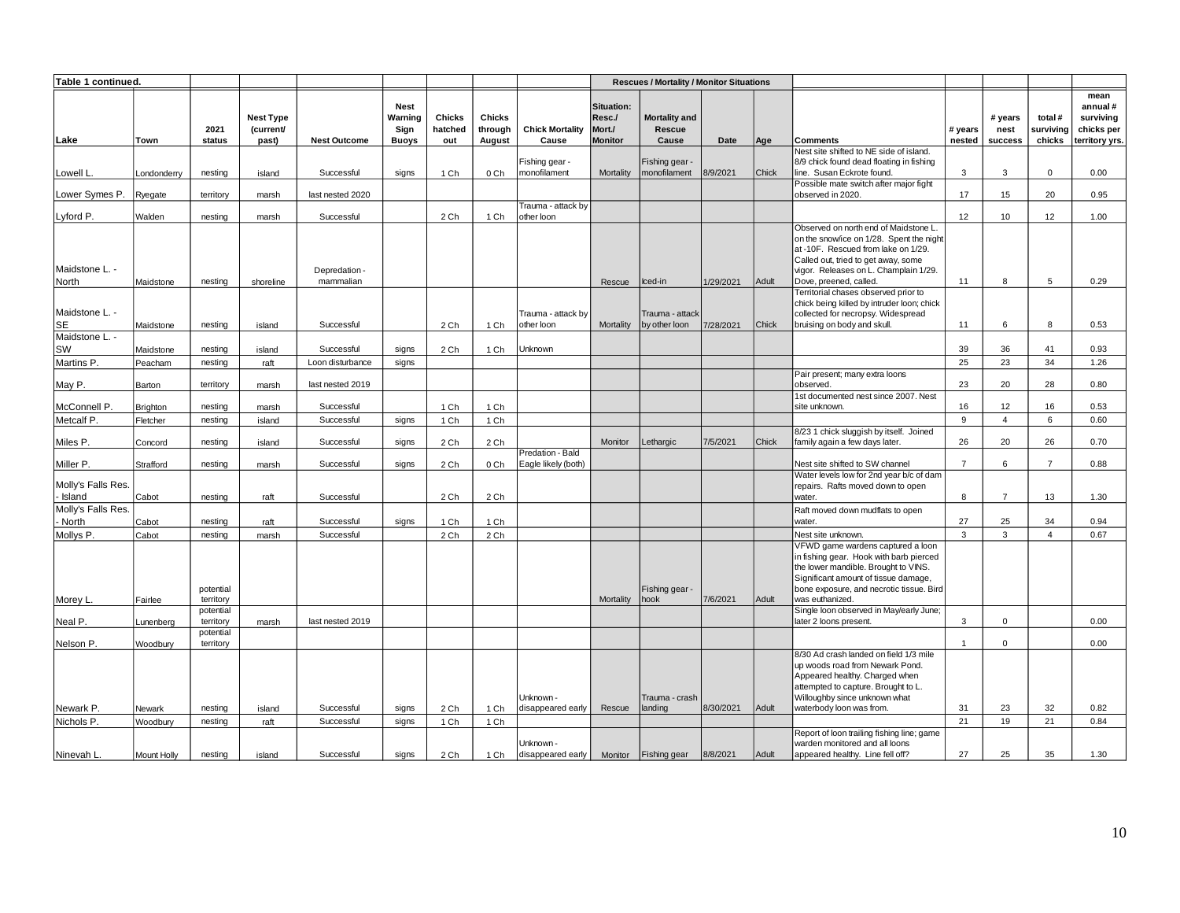| Table 1 continued. | | | | | | | | | Rescues / Mortality / Monitor Situations | | | | | | | | |
|---|---|---|---|---|---|---|---|---|---|---|---|---|---|---|---|---|---|
| Lake | Town | 2021 status | Nest Type (current/ past) | Nest Outcome | Nest Warning Sign Buoys | Chicks hatched out | Chicks through August | Chick Mortality Cause | Situation: Resc./ Mort./ Monitor | Mortality and Rescue Cause | Date | Age | Comments | # years nested | # years nest success | total # surviving chicks | mean annual # surviving chicks per territory yrs. |
| Lowell L. | Londonderry | nesting | island | Successful | signs | 1 Ch | 0 Ch | Fishing gear - monofilament | Mortality | Fishing gear - monofilament | 8/9/2021 | Chick | Nest site shifted to NE side of island. 8/9 chick found dead floating in fishing line. Susan Eckrote found. | 3 | 3 | 0 | 0.00 |
| Lower Symes P. | Ryegate | territory | marsh | last nested 2020 | | | | | | | | | Possible mate switch after major fight observed in 2020. | 17 | 15 | 20 | 0.95 |
| Lyford P. | Walden | nesting | marsh | Successful | | 2 Ch | 1 Ch | Trauma - attack by other loon | | | | | | 12 | 10 | 12 | 1.00 |
| Maidstone L. - North | Maidstone | nesting | shoreline | Depredation - mammalian | | | | | Rescue | Iced-in | 1/29/2021 | Adult | Observed on north end of Maidstone L. on the snow/ice on 1/28. Spent the night at -10F. Rescued from lake on 1/29. Called out, tried to get away, some vigor. Releases on L. Champlain 1/29. Dove, preened, called. | 11 | 8 | 5 | 0.29 |
| Maidstone L. - SE | Maidstone | nesting | island | Successful | | 2 Ch | 1 Ch | Trauma - attack by other loon | Mortality | Trauma - attack by other loon | 7/28/2021 | Chick | Territorial chases observed prior to chick being killed by intruder loon; chick collected for necropsy. Widespread bruising on body and skull. | 11 | 6 | 8 | 0.53 |
| Maidstone L. - SW | Maidstone | nesting | island | Successful | signs | 2 Ch | 1 Ch | Unknown | | | | | | 39 | 36 | 41 | 0.93 |
| Martins P. | Peacham | nesting | raft | Loon disturbance | signs | | | | | | | | | 25 | 23 | 34 | 1.26 |
| May P. | Barton | territory | marsh | last nested 2019 | | | | | | | | | Pair present; many extra loons observed. | 23 | 20 | 28 | 0.80 |
| McConnell P. | Brighton | nesting | marsh | Successful | | 1 Ch | 1 Ch | | | | | | 1st documented nest since 2007. Nest site unknown. | 16 | 12 | 16 | 0.53 |
| Metcalf P. | Fletcher | nesting | island | Successful | signs | 1 Ch | 1 Ch | | | | | | | 9 | 4 | 6 | 0.60 |
| Miles P. | Concord | nesting | island | Successful | signs | 2 Ch | 2 Ch | | Monitor | Lethargic | 7/5/2021 | Chick | 8/23 1 chick sluggish by itself. Joined family again a few days later. | 26 | 20 | 26 | 0.70 |
| Miller P. | Strafford | nesting | marsh | Successful | signs | 2 Ch | 0 Ch | Predation - Bald Eagle likely (both) | | | | | Nest site shifted to SW channel | 7 | 6 | 7 | 0.88 |
| Molly's Falls Res. - Island | Cabot | nesting | raft | Successful | | 2 Ch | 2 Ch | | | | | | Water levels low for 2nd year b/c of dam repairs. Rafts moved down to open water. | 8 | 7 | 13 | 1.30 |
| Molly's Falls Res. - North | Cabot | nesting | raft | Successful | signs | 1 Ch | 1 Ch | | | | | | Raft moved down mudflats to open water. | 27 | 25 | 34 | 0.94 |
| Mollys P. | Cabot | nesting | marsh | Successful | | 2 Ch | 2 Ch | | | | | | Nest site unknown. | 3 | 3 | 4 | 0.67 |
| Morey L. | Fairlee | potential territory | | | | | | | Mortality | Fishing gear - hook | 7/6/2021 | Adult | VFWD game wardens captured a loon in fishing gear. Hook with barb pierced the lower mandible. Brought to VINS. Significant amount of tissue damage, bone exposure, and necrotic tissue. Bird was euthanized. | | | | |
| Neal P. | Lunenberg | potential territory | marsh | last nested 2019 | | | | | | | | | Single loon observed in May/early June; later 2 loons present. | 3 | 0 | | 0.00 |
| Nelson P. | Woodbury | potential territory | | | | | | | | | | | | 1 | 0 | | 0.00 |
| Newark P. | Newark | nesting | island | Successful | signs | 2 Ch | 1 Ch | Unknown - disappeared early | Rescue | Trauma - crash landing | 8/30/2021 | Adult | 8/30 Ad crash landed on field 1/3 mile up woods road from Newark Pond. Appeared healthy. Charged when attempted to capture. Brought to L. Willoughby since unknown what waterbody loon was from. | 31 | 23 | 32 | 0.82 |
| Nichols P. | Woodbury | nesting | raft | Successful | signs | 1 Ch | 1 Ch | | | | | | | 21 | 19 | 21 | 0.84 |
| Ninevah L. | Mount Holly | nesting | island | Successful | signs | 2 Ch | 1 Ch | Unknown - disappeared early | Monitor | Fishing gear | 8/8/2021 | Adult | Report of loon trailing fishing line; game warden monitored and all loons appeared healthy. Line fell off? | 27 | 25 | 35 | 1.30 |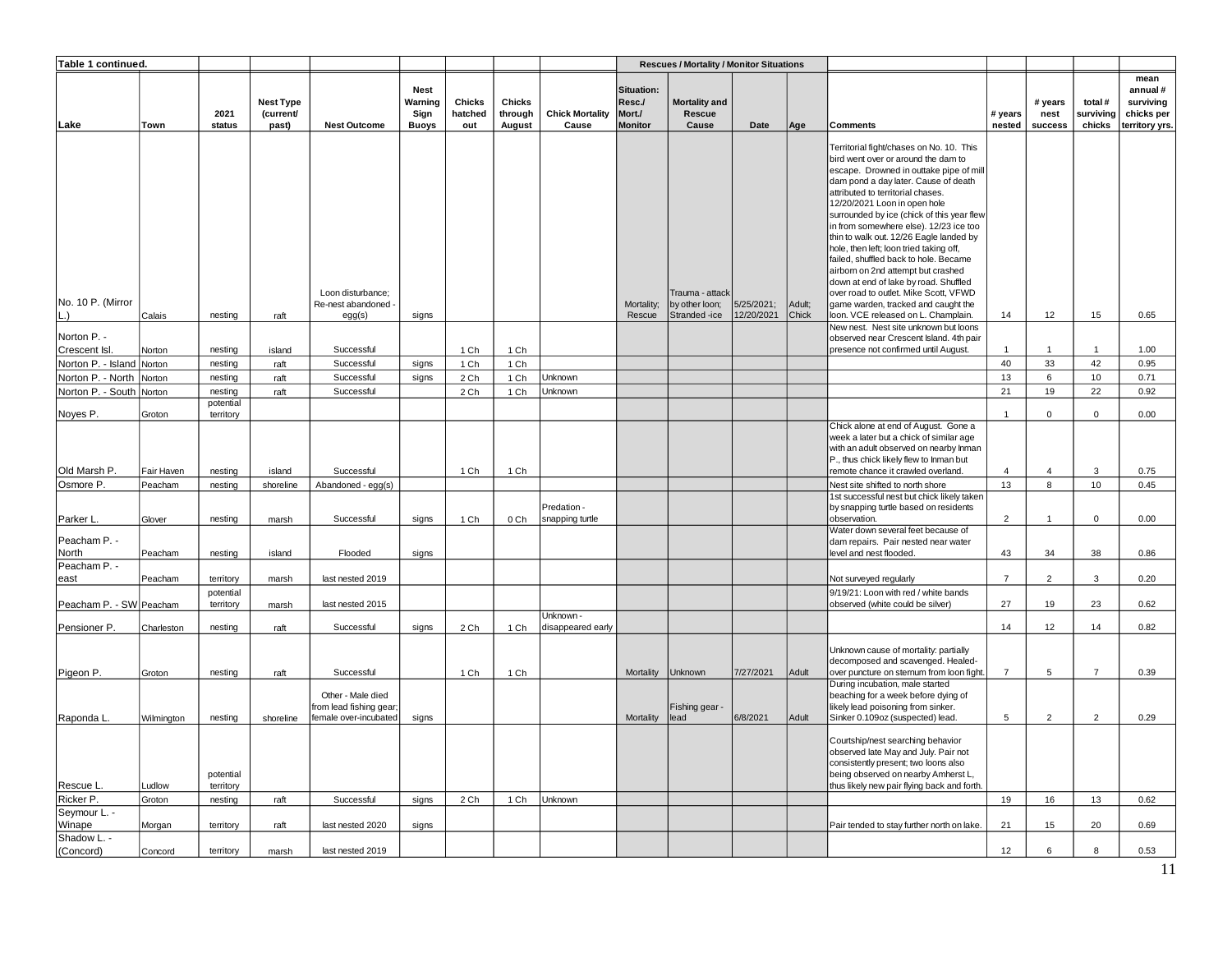| Table 1 continued. | | | | | | | | | Rescues / Mortality / Monitor Situations | | | | | | | | |
|---|---|---|---|---|---|---|---|---|---|---|---|---|---|---|---|---|---|
| Lake | Town | 2021 status | Nest Type (current/ past) | Nest Outcome | Nest Warning Sign Buoys | Chicks hatched out | Chicks through August | Chick Mortality Cause | Situation: Resc./ Mort./ Monitor | Mortality and Rescue Cause | Date | Age | Comments | # years nested | # years nest success | total # surviving chicks | mean annual # surviving chicks per territory yrs. |
| No. 10 P. (Mirror L.) | Calais | nesting | raft | Loon disturbance; Re-nest abandoned - egg(s) | signs | | | | Mortality; Rescue | Trauma - attack by other loon; Stranded -ice | 5/25/2021; 12/20/2021 | Adult; Chick | Territorial fight/chases on No. 10. This bird went over or around the dam to escape. Drowned in outtake pipe of mill dam pond a day later. Cause of death attributed to territorial chases. 12/20/2021 Loon in open hole surrounded by ice (chick of this year flew in from somewhere else). 12/23 ice too thin to walk out. 12/26 Eagle landed by hole, then left; loon tried taking off, failed, shuffled back to hole. Became airborn on 2nd attempt but crashed down at end of lake by road. Shuffled over road to outlet. Mike Scott, VFWD game warden, tracked and caught the loon. VCE released on L. Champlain. | 14 | 12 | 15 | 0.65 |
| Norton P. - Crescent Isl. | Norton | nesting | island | Successful | | 1 Ch | 1 Ch | | | | | | New nest. Nest site unknown but loons observed near Crescent Island. 4th pair presence not confirmed until August. | 1 | 1 | 1 | 1.00 |
| Norton P. - Island | Norton | nesting | raft | Successful | signs | 1 Ch | 1 Ch | | | | | | | 40 | 33 | 42 | 0.95 |
| Norton P. - North | Norton | nesting | raft | Successful | signs | 2 Ch | 1 Ch | Unknown | | | | | | 13 | 6 | 10 | 0.71 |
| Norton P. - South | Norton | nesting | raft | Successful | | 2 Ch | 1 Ch | Unknown | | | | | | 21 | 19 | 22 | 0.92 |
| Noyes P. | Groton | potential territory | | | | | | | | | | | | 1 | 0 | 0 | 0.00 |
| Old Marsh P. | Fair Haven | nesting | island | Successful | | 1 Ch | 1 Ch | | | | | | Chick alone at end of August. Gone a week a later but a chick of similar age with an adult observed on nearby Inman P., thus chick likely flew to Inman but remote chance it crawled overland. | 4 | 4 | 3 | 0.75 |
| Osmore P. | Peacham | nesting | shoreline | Abandoned - egg(s) | | | | | | | | | Nest site shifted to north shore | 13 | 8 | 10 | 0.45 |
| Parker L. | Glover | nesting | marsh | Successful | signs | 1 Ch | 0 Ch | Predation - snapping turtle | | | | | 1st successful nest but chick likely taken by snapping turtle based on residents observation. | 2 | 1 | 0 | 0.00 |
| Peacham P. - North | Peacham | nesting | island | Flooded | signs | | | | | | | | Water down several feet because of dam repairs. Pair nested near water level and nest flooded. | 43 | 34 | 38 | 0.86 |
| Peacham P. - east | Peacham | territory | marsh | last nested 2019 | | | | | | | | | Not surveyed regularly | 7 | 2 | 3 | 0.20 |
| Peacham P. - SW | Peacham | potential territory | marsh | last nested 2015 | | | | | | | | | 9/19/21: Loon with red / white bands observed (white could be silver) | 27 | 19 | 23 | 0.62 |
| Pensioner P. | Charleston | nesting | raft | Successful | signs | 2 Ch | 1 Ch | Unknown - disappeared early | | | | | | 14 | 12 | 14 | 0.82 |
| Pigeon P. | Groton | nesting | raft | Successful | | 1 Ch | 1 Ch | | Mortality | Unknown | 7/27/2021 | Adult | Unknown cause of mortality: partially decomposed and scavenged. Healed-over puncture on sternum from loon fight. | 7 | 5 | 7 | 0.39 |
| Raponda L. | Wilmington | nesting | shoreline | Other - Male died from lead fishing gear; female over-incubated | signs | | | | Mortality | Fishing gear - lead | 6/8/2021 | Adult | During incubation, male started beaching for a week before dying of likely lead poisoning from sinker. Sinker 0.109oz (suspected) lead. | 5 | 2 | 2 | 0.29 |
| Rescue L. | Ludlow | potential territory | | | | | | | | | | | Courtship/nest searching behavior observed late May and July. Pair not consistently present; two loons also being observed on nearby Amherst L, thus likely new pair flying back and forth. | | | | |
| Ricker P. | Groton | nesting | raft | Successful | signs | 2 Ch | 1 Ch | Unknown | | | | | | 19 | 16 | 13 | 0.62 |
| Seymour L. - Winape | Morgan | territory | raft | last nested 2020 | signs | | | | | | | | Pair tended to stay further north on lake. | 21 | 15 | 20 | 0.69 |
| Shadow L. - (Concord) | Concord | territory | marsh | last nested 2019 | | | | | | | | | | 12 | 6 | 8 | 0.53 |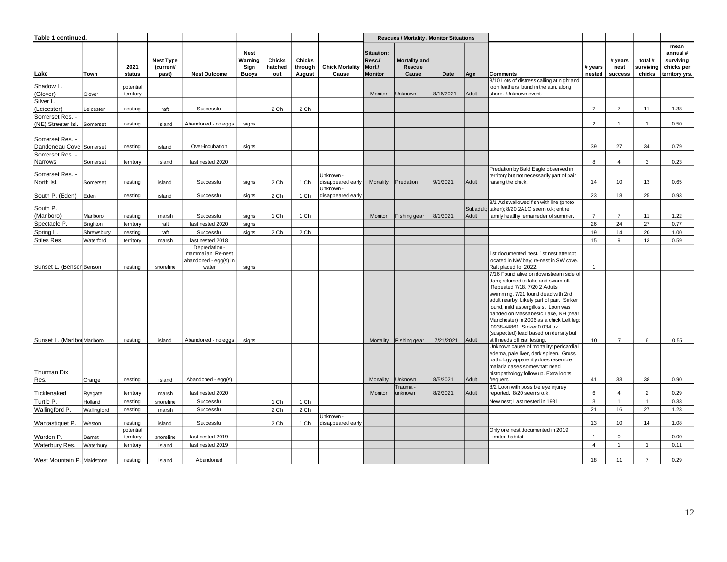| Table 1 continued. | | | | | | | | | Rescues / Mortality / Monitor Situations | | | | | | | | |
|---|---|---|---|---|---|---|---|---|---|---|---|---|---|---|---|---|---|
| Lake | Town | 2021 status | Nest Type (current/ past) | Nest Outcome | Nest Warning Sign Buoys | Chicks hatched out | Chicks through August | Chick Mortality Cause | Situation: Resc./ Mort./ Monitor | Mortality and Rescue Cause | Date | Age | Comments | # years nested | # years nest success | total # surviving chicks | mean annual # surviving chicks per territory yrs. |
| Shadow L. (Glover) | Glover | potential territory | | | | | | | Monitor | Unknown | 8/16/2021 | Adult | 8/10 Lots of distress calling at night and loon feathers found in the a.m. along shore. Unknown event. | | | | |
| Silver L. (Leicester) | Leicester | nesting | raft | Successful | | 2 Ch | 2 Ch | | | | | | | 7 | 7 | 11 | 1.38 |
| Somerset Res. - (NE) Streeter Isl. | Somerset | nesting | island | Abandoned - no eggs | signs | | | | | | | | | 2 | 1 | 1 | 0.50 |
| Somerset Res. - Dandeneau Cove | Somerset | nesting | island | Over-incubation | signs | | | | | | | | | 39 | 27 | 34 | 0.79 |
| Somerset Res. - Narrows | Somerset | territory | island | last nested 2020 | | | | | | | | | | 8 | 4 | 3 | 0.23 |
| Somerset Res. - North Isl. | Somerset | nesting | island | Successful | signs | 2 Ch | 1 Ch | Unknown - disappeared early | Mortality | Predation | 9/1/2021 | Adult | Predation by Bald Eagle observed in territory but not necessarily part of pair raising the chick. | 14 | 10 | 13 | 0.65 |
| South P. (Eden) | Eden | nesting | island | Successful | signs | 2 Ch | 1 Ch | Unknown - disappeared early | | | | | | 23 | 18 | 25 | 0.93 |
| South P. (Marlboro) | Marlboro | nesting | marsh | Successful | signs | 1 Ch | 1 Ch | | Monitor | Fishing gear | 8/1/2021 | Subadult; Adult | 8/1 Ad swallowed fish with line (photo taken); 8/20 2A1C seem o.k; entire family heatlhy remaineder of summer. | 7 | 7 | 11 | 1.22 |
| Spectacle P. | Brighton | territory | raft | last nested 2020 | signs | | | | | | | | | 26 | 24 | 27 | 0.77 |
| Spring L. | Shrewsbury | nesting | raft | Successful | signs | 2 Ch | 2 Ch | | | | | | | 19 | 14 | 20 | 1.00 |
| Stiles Res. | Waterford | territory | marsh | last nested 2018 | | | | | | | | | | 15 | 9 | 13 | 0.59 |
| Sunset L. (Benson) | Benson | nesting | shoreline | Depredation - mammalian; Re-nest abandoned - egg(s) in water | signs | | | | | | | | 1st documented nest. 1st nest attempt located in NW bay; re-nest in SW cove. Raft placed for 2022. | 1 | | | |
| Sunset L. (Marlboro) | Marlboro | nesting | island | Abandoned - no eggs | signs | | | | Mortality | Fishing gear | 7/21/2021 | Adult | 7/16 Found alive on downstream side of dam; returned to lake and swam off. Repeated 7/18. 7/20 2 Adults swimming. 7/21 found dead with 2nd adult nearby. Likely part of pair. Sinker found, mild aspergillosis. Loon was banded on Massabesic Lake, NH (near Manchester) in 2006 as a chick Left leg: 0938-44861. Sinker 0.034 oz (suspected) lead based on density but still needs official testing. | 10 | 7 | 6 | 0.55 |
| Thurman Dix Res. | Orange | nesting | island | Abandoned - egg(s) | | | | | Mortality | Unknown | 8/5/2021 | Adult | Unknown cause of mortality: pericardial edema, pale liver, dark spleen. Gross pathology apparently does resemble malaria cases somewhat: need histopathology follow up. Extra loons frequent. | 41 | 33 | 38 | 0.90 |
| Ticklenaked | Ryegate | territory | marsh | last nested 2020 | | | | | Monitor | Trauma - unknown | 8/2/2021 | Adult | 8/2 Loon with possible eye injurey reported. 8/20 seems o.k. | 6 | 4 | 2 | 0.29 |
| Turtle P. | Holland | nesting | shoreline | Successful | | 1 Ch | 1 Ch | | | | | | New nest; Last nested in 1981. | 3 | 1 | 1 | 0.33 |
| Wallingford P. | Wallingford | nesting | marsh | Successful | | 2 Ch | 2 Ch | | | | | | | 21 | 16 | 27 | 1.23 |
| Wantastiquet P. | Weston | nesting | island | Successful | | 2 Ch | 1 Ch | Unknown - disappeared early | | | | | | 13 | 10 | 14 | 1.08 |
| Warden P. | Barnet | potential territory | shoreline | last nested 2019 | | | | | | | | | Only one nest documented in 2019. Limited habitat. | 1 | 0 | | 0.00 |
| Waterbury Res. | Waterbury | territory | island | last nested 2019 | | | | | | | | | | 4 | 1 | 1 | 0.11 |
| West Mountain P. | Maidstone | nesting | island | Abandoned | | | | | | | | | | 18 | 11 | 7 | 0.29 |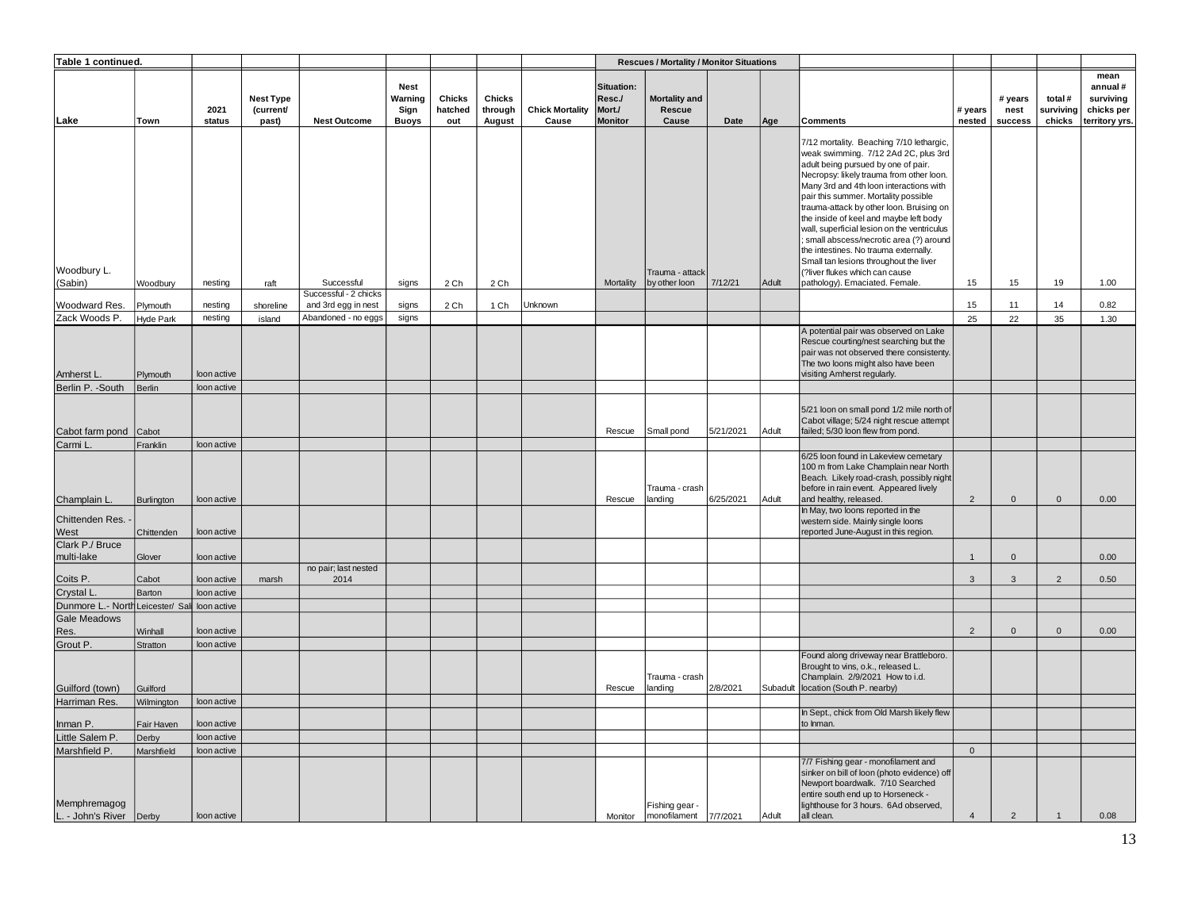| Table 1 continued. | | | | | | | | | Rescues / Mortality / Monitor Situations | | | | | | | | |
|---|---|---|---|---|---|---|---|---|---|---|---|---|---|---|---|---|---|
| Lake | Town | 2021 status | Nest Type (current/ past) | Nest Outcome | Nest Warning Sign Buoys | Chicks hatched out | Chicks through August | Chick Mortality Cause | Situation: Resc./ Mort./ Monitor | Mortality and Rescue Cause | Date | Age | Comments | # years nested | # years nest success | total # surviving chicks | mean annual # surviving chicks per territory yrs. |
| Woodbury L. (Sabin) | Woodbury | nesting | raft | Successful | signs | 2 Ch | 2 Ch | | Mortality | Trauma - attack by other loon | 7/12/21 | Adult | 7/12 mortality. Beaching 7/10 lethargic, weak swimming. 7/12 2Ad 2C, plus 3rd adult being pursued by one of pair. Necropsy: likely trauma from other loon. Many 3rd and 4th loon interactions with pair this summer. Mortality possible trauma-attack by other loon. Bruising on the inside of keel and maybe left body wall, superficial lesion on the ventriculus ; small abscess/necrotic area (?) around the intestines. No trauma externally. Small tan lesions throughout the liver (?liver flukes which can cause pathology). Emaciated. Female. | 15 | 15 | 19 | 1.00 |
| Woodward Res. | Plymouth | nesting | shoreline | Successful - 2 chicks and 3rd egg in nest | signs | 2 Ch | 1 Ch | Unknown | | | | | | 15 | 11 | 14 | 0.82 |
| Zack Woods P. | Hyde Park | nesting | island | Abandoned - no eggs | signs | | | | | | | | | 25 | 22 | 35 | 1.30 |
| Amherst L. | Plymouth | loon active | | | | | | | | | | | A potential pair was observed on Lake Rescue courting/nest searching but the pair was not observed there consistenty. The two loons might also have been visiting Amherst regularly. | | | | |
| Berlin P. -South | Berlin | loon active | | | | | | | | | | | | | | | |
| Cabot farm pond | Cabot | | | | | | | | Rescue | Small pond | 5/21/2021 | Adult | 5/21 loon on small pond 1/2 mile north of Cabot village; 5/24 night rescue attempt failed; 5/30 loon flew from pond. | | | | |
| Carmi L. | Franklin | loon active | | | | | | | | | | | | | | | |
| Champlain L. | Burlington | loon active | | | | | | | Rescue | Trauma - crash landing | 6/25/2021 | Adult | 6/25 loon found in Lakeview cemetary 100 m from Lake Champlain near North Beach. Likely road-crash, possibly night before in rain event. Appeared lively and healthy, released. | 2 | 0 | 0 | 0.00 |
| Chittenden Res. - West | Chittenden | loon active | | | | | | | | | | | In May, two loons reported in the western side. Mainly single loons reported June-August in this region. | | | | |
| Clark P./ Bruce multi-lake | Glover | loon active | | | | | | | | | | | | 1 | 0 | | 0.00 |
| Coits P. | Cabot | loon active | marsh | no pair; last nested 2014 | | | | | | | | | | 3 | 3 | 2 | 0.50 |
| Crystal L. | Barton | loon active | | | | | | | | | | | | | | | |
| Dunmore L.- North | Leicester/ Sali | loon active | | | | | | | | | | | | | | | |
| Gale Meadows Res. | Winhall | loon active | | | | | | | | | | | | 2 | 0 | 0 | 0.00 |
| Grout P. | Stratton | loon active | | | | | | | | | | | | | | | |
| Guilford (town) | Guilford | | | | | | | | Rescue | Trauma - crash landing | 2/8/2021 | Subadult | Found along driveway near Brattleboro. Brought to vins, o.k., released L. Champlain. 2/9/2021 How to i.d. location (South P. nearby) | | | | |
| Harriman Res. | Wilmington | loon active | | | | | | | | | | | | | | | |
| Inman P. | Fair Haven | loon active | | | | | | | | | | | In Sept., chick from Old Marsh likely flew to Inman. | | | | |
| Little Salem P. | Derby | loon active | | | | | | | | | | | | | | | |
| Marshfield P. | Marshfield | loon active | | | | | | | | | | | | 0 | | | |
| Memphremagog L. - John's River | Derby | loon active | | | | | | | Monitor | Fishing gear - monofilament | 7/7/2021 | Adult | 7/7 Fishing gear - monofilament and sinker on bill of loon (photo evidence) off Newport boardwalk. 7/10 Searched entire south end up to Horseneck - lighthouse for 3 hours. 6Ad observed, all clean. | 4 | 2 | 1 | 0.08 |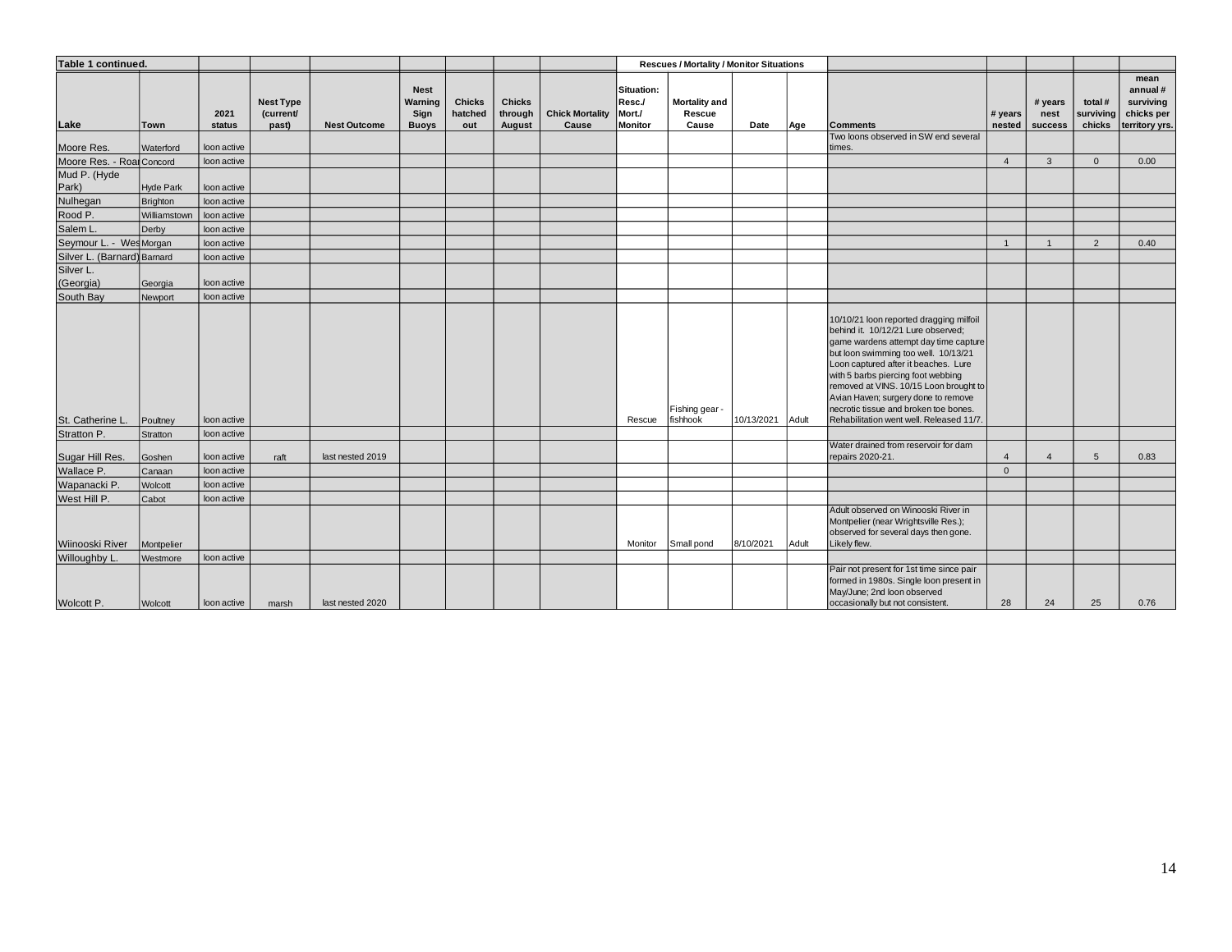| Table 1 continued. | | | | | | | | | Rescues / Mortality / Monitor Situations | | | | | | | | |
|---|---|---|---|---|---|---|---|---|---|---|---|---|---|---|---|---|---|
| Lake | Town | 2021 status | Nest Type (current/ past) | Nest Outcome | Nest Warning Sign Buoys | Chicks hatched out | Chicks through August | Chick Mortality Cause | Situation: Resc./ Mort./ Monitor | Mortality and Rescue Cause | Date | Age | Comments | # years nested | # years nest success | total # surviving chicks | mean annual # surviving chicks per territory yrs. |
| Moore Res. | Waterford | loon active | | | | | | | | | | | Two loons observed in SW end several times. | | | | |
| Moore Res. - Roa | Concord | loon active | | | | | | | | | | | | 4 | 3 | 0 | 0.00 |
| Mud P. (Hyde Park) | Hyde Park | loon active | | | | | | | | | | | | | | | |
| Nulhegan | Brighton | loon active | | | | | | | | | | | | | | | |
| Rood P. | Williamstown | loon active | | | | | | | | | | | | | | | |
| Salem L. | Derby | loon active | | | | | | | | | | | | | | | |
| Seymour L. - Wes | Morgan | loon active | | | | | | | | | | | | 1 | 1 | 2 | 0.40 |
| Silver L. (Barnard) | Barnard | loon active | | | | | | | | | | | | | | | |
| Silver L. (Georgia) | Georgia | loon active | | | | | | | | | | | | | | | |
| South Bay | Newport | loon active | | | | | | | | | | | | | | | |
| St. Catherine L. | Poultney | loon active | | | | | | | Rescue | Fishing gear - fishhook | 10/13/2021 | Adult | 10/10/21 loon reported dragging milfoil behind it. 10/12/21 Lure observed; game wardens attempt day time capture but loon swimming too well. 10/13/21 Loon captured after it beaches. Lure with 5 barbs piercing foot webbing removed at VINS. 10/15 Loon brought to Avian Haven; surgery done to remove necrotic tissue and broken toe bones. Rehabilitation went well. Released 11/7. | | | | |
| Stratton P. | Stratton | loon active | | | | | | | | | | | | | | | |
| Sugar Hill Res. | Goshen | loon active | raft | last nested 2019 | | | | | | | | | Water drained from reservoir for dam repairs 2020-21. | 4 | 4 | 5 | 0.83 |
| Wallace P. | Canaan | loon active | | | | | | | | | | | | 0 | | | |
| Wapanacki P. | Wolcott | loon active | | | | | | | | | | | | | | | |
| West Hill P. | Cabot | loon active | | | | | | | | | | | | | | | |
| Wiinooski River | Montpelier | | | | | | | | Monitor | Small pond | 8/10/2021 | Adult | Adult observed on Winooski River in Montpelier (near Wrightsville Res.); observed for several days then gone. Likely flew. | | | | |
| Willoughby L. | Westmore | loon active | | | | | | | | | | | | | | | |
| Wolcott P. | Wolcott | loon active | marsh | last nested 2020 | | | | | | | | | Pair not present for 1st time since pair formed in 1980s. Single loon present in May/June; 2nd loon observed occasionally but not consistent. | 28 | 24 | 25 | 0.76 |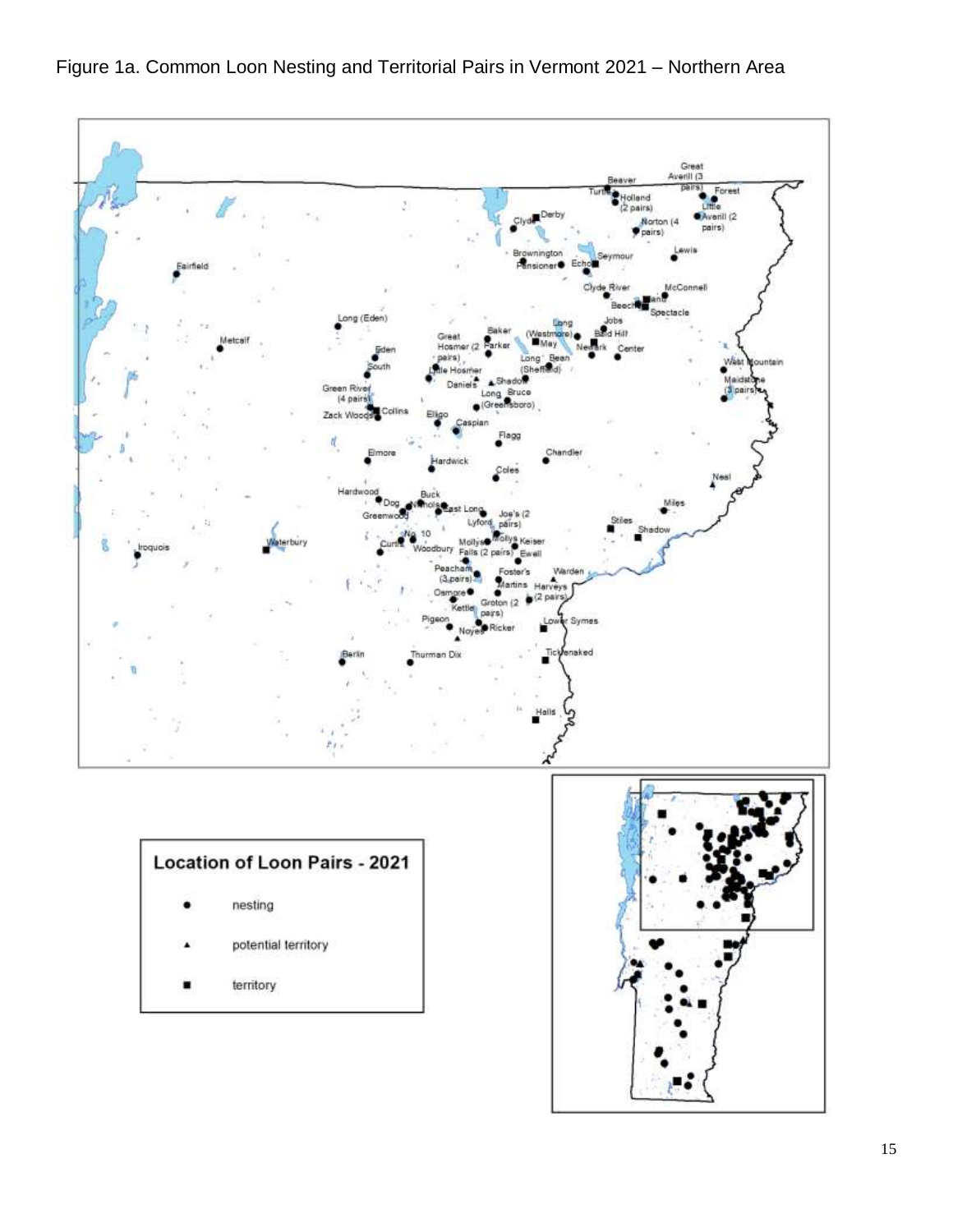Figure 1a. Common Loon Nesting and Territorial Pairs in Vermont 2021 – Northern Area

**Location of Loon Pairs - 2021**

- ● nesting
- ▲ potential territory
- ■ territory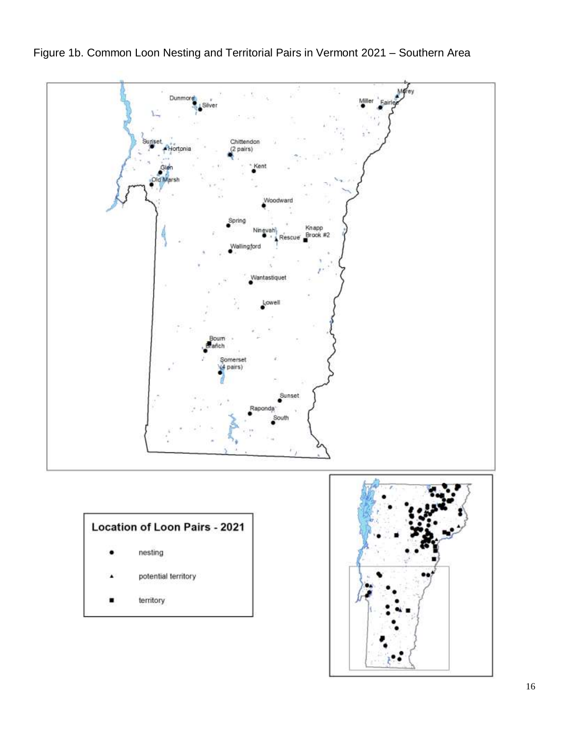Figure 1b. Common Loon Nesting and Territorial Pairs in Vermont 2021 – Southern Area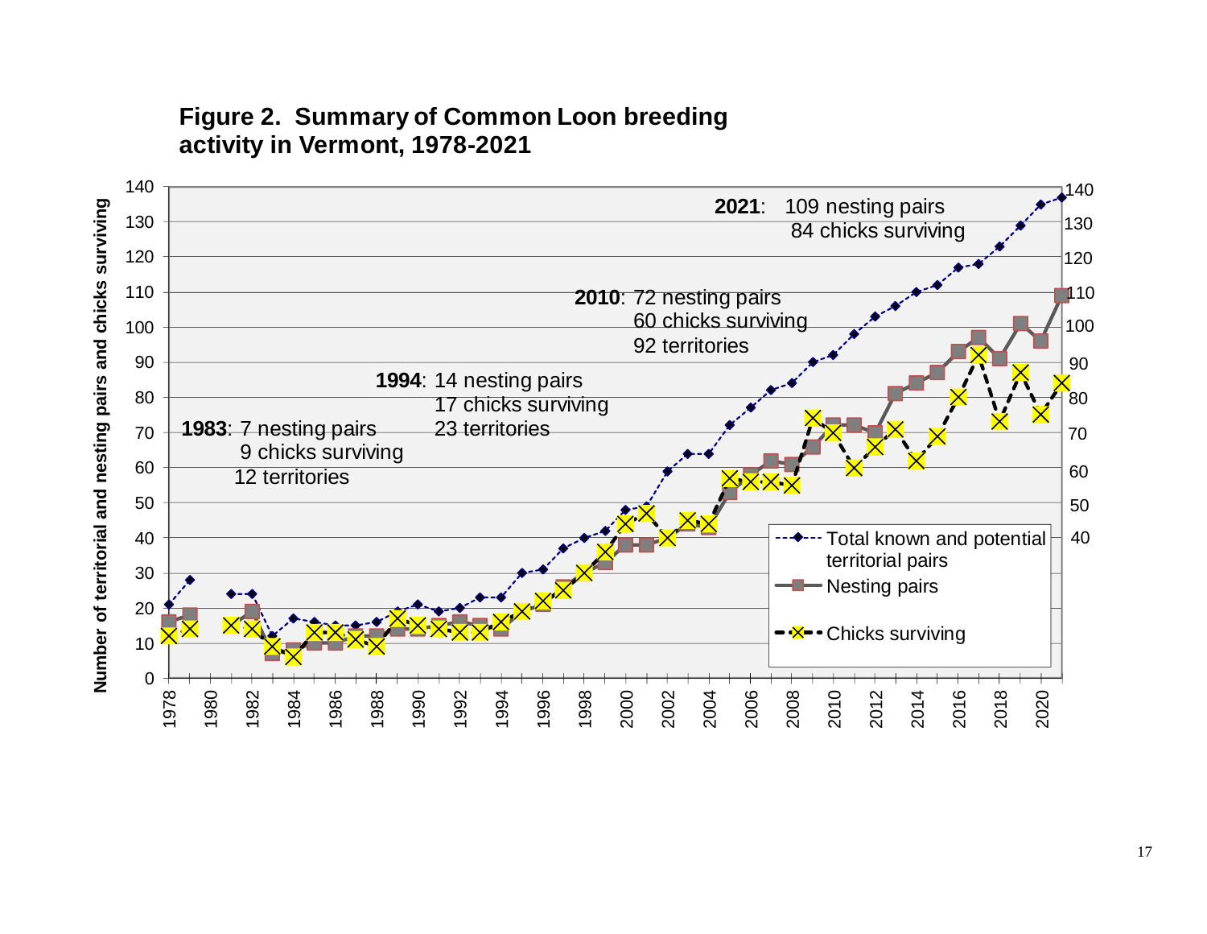**Figure 2. Summary of Common Loon breeding activity in Vermont, 1978-2021**

**1983**: 7 nesting pairs
9 chicks surviving
12 territories

**1994**: 14 nesting pairs
17 chicks surviving
23 territories

**2010**: 72 nesting pairs
60 chicks surviving
92 territories

**2021**: 109 nesting pairs
84 chicks surviving

Number of territorial and nesting pairs and chicks surviving

- Total known and potential territorial pairs
- Nesting pairs
- Chicks surviving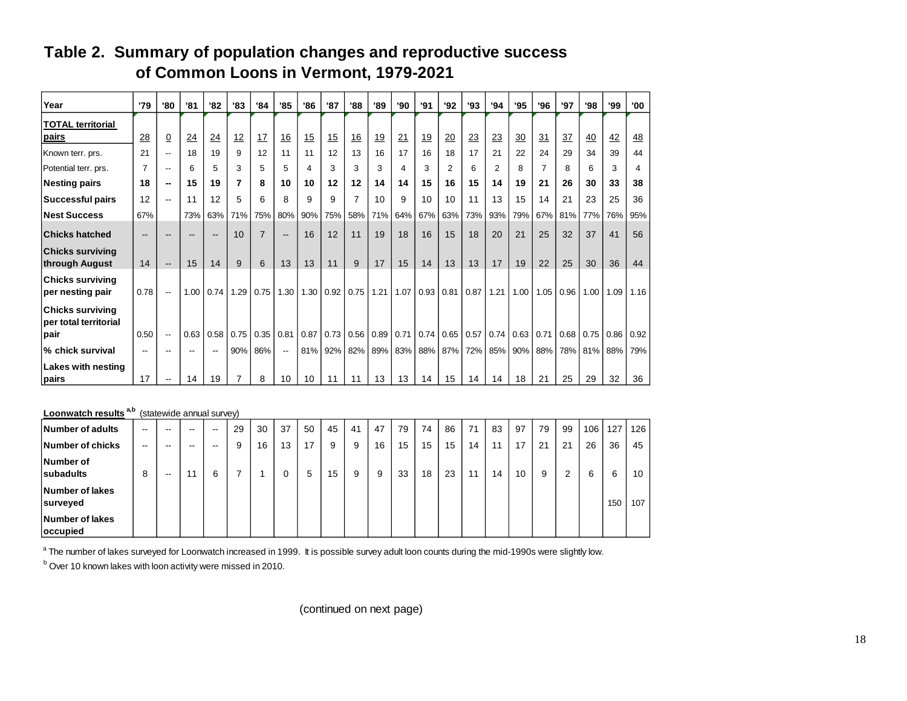# Table 2. Summary of population changes and reproductive success of Common Loons in Vermont, 1979-2021

| Year | '79 | '80 | '81 | '82 | '83 | '84 | '85 | '86 | '87 | '88 | '89 | '90 | '91 | '92 | '93 | '94 | '95 | '96 | '97 | '98 | '99 | '00 |
|---|---|---|---|---|---|---|---|---|---|---|---|---|---|---|---|---|---|---|---|---|---|---|
| **TOTAL territorial pairs** | 28 | 0 | 24 | 24 | 12 | 17 | 16 | 15 | 15 | 16 | 19 | 21 | 19 | 20 | 23 | 23 | 30 | 31 | 37 | 40 | 42 | 48 |
| Known terr. prs. | 21 | -- | 18 | 19 | 9 | 12 | 11 | 11 | 12 | 13 | 16 | 17 | 16 | 18 | 17 | 21 | 22 | 24 | 29 | 34 | 39 | 44 |
| Potential terr. prs. | 7 | -- | 6 | 5 | 3 | 5 | 5 | 4 | 3 | 3 | 3 | 4 | 3 | 2 | 6 | 2 | 8 | 7 | 8 | 6 | 3 | 4 |
| **Nesting pairs** | **18** | **--** | **15** | **19** | **7** | **8** | **10** | **10** | **12** | **12** | **14** | **14** | **15** | **16** | **15** | **14** | **19** | **21** | **26** | **30** | **33** | **38** |
| **Successful pairs** | 12 | -- | 11 | 12 | 5 | 6 | 8 | 9 | 9 | 7 | 10 | 9 | 10 | 10 | 11 | 13 | 15 | 14 | 21 | 23 | 25 | 36 |
| **Nest Success** | 67% | | 73% | 63% | 71% | 75% | 80% | 90% | 75% | 58% | 71% | 64% | 67% | 63% | 73% | 93% | 79% | 67% | 81% | 77% | 76% | 95% |
| **Chicks hatched** | -- | -- | -- | -- | 10 | 7 | -- | 16 | 12 | 11 | 19 | 18 | 16 | 15 | 18 | 20 | 21 | 25 | 32 | 37 | 41 | 56 |
| **Chicks surviving through August** | 14 | -- | 15 | 14 | 9 | 6 | 13 | 13 | 11 | 9 | 17 | 15 | 14 | 13 | 13 | 17 | 19 | 22 | 25 | 30 | 36 | 44 |
| **Chicks surviving per nesting pair** | 0.78 | -- | 1.00 | 0.74 | 1.29 | 0.75 | 1.30 | 1.30 | 0.92 | 0.75 | 1.21 | 1.07 | 0.93 | 0.81 | 0.87 | 1.21 | 1.00 | 1.05 | 0.96 | 1.00 | 1.09 | 1.16 |
| **Chicks surviving per total territorial pair** | 0.50 | -- | 0.63 | 0.58 | 0.75 | 0.35 | 0.81 | 0.87 | 0.73 | 0.56 | 0.89 | 0.71 | 0.74 | 0.65 | 0.57 | 0.74 | 0.63 | 0.71 | 0.68 | 0.75 | 0.86 | 0.92 |
| **% chick survival** | -- | -- | -- | -- | 90% | 86% | -- | 81% | 92% | 82% | 89% | 83% | 88% | 87% | 72% | 85% | 90% | 88% | 78% | 81% | 88% | 79% |
| **Lakes with nesting pairs** | 17 | -- | 14 | 19 | 7 | 8 | 10 | 10 | 11 | 11 | 13 | 13 | 14 | 15 | 14 | 14 | 18 | 21 | 25 | 29 | 32 | 36 |

**Loonwatch results** [a,b] (statewide annual survey)

| | '79 | '80 | '81 | '82 | '83 | '84 | '85 | '86 | '87 | '88 | '89 | '90 | '91 | '92 | '93 | '94 | '95 | '96 | '97 | '98 | '99 | '00 |
|---|---|---|---|---|---|---|---|---|---|---|---|---|---|---|---|---|---|---|---|---|---|---|
| **Number of adults** | -- | -- | -- | -- | 29 | 30 | 37 | 50 | 45 | 41 | 47 | 79 | 74 | 86 | 71 | 83 | 97 | 79 | 99 | 106 | 127 | 126 |
| **Number of chicks** | -- | -- | -- | -- | 9 | 16 | 13 | 17 | 9 | 9 | 16 | 15 | 15 | 15 | 14 | 11 | 17 | 21 | 21 | 26 | 36 | 45 |
| **Number of subadults** | 8 | -- | 11 | 6 | 7 | 1 | 0 | 5 | 15 | 9 | 9 | 33 | 18 | 23 | 11 | 14 | 10 | 9 | 2 | 6 | 6 | 10 |
| **Number of lakes surveyed** | | | | | | | | | | | | | | | | | | | | | 150 | 107 |
| **Number of lakes occupied** | | | | | | | | | | | | | | | | | | | | | | |

[a] The number of lakes surveyed for Loonwatch increased in 1999. It is possible survey adult loon counts during the mid-1990s were slightly low.

[b] Over 10 known lakes with loon activity were missed in 2010.

(continued on next page)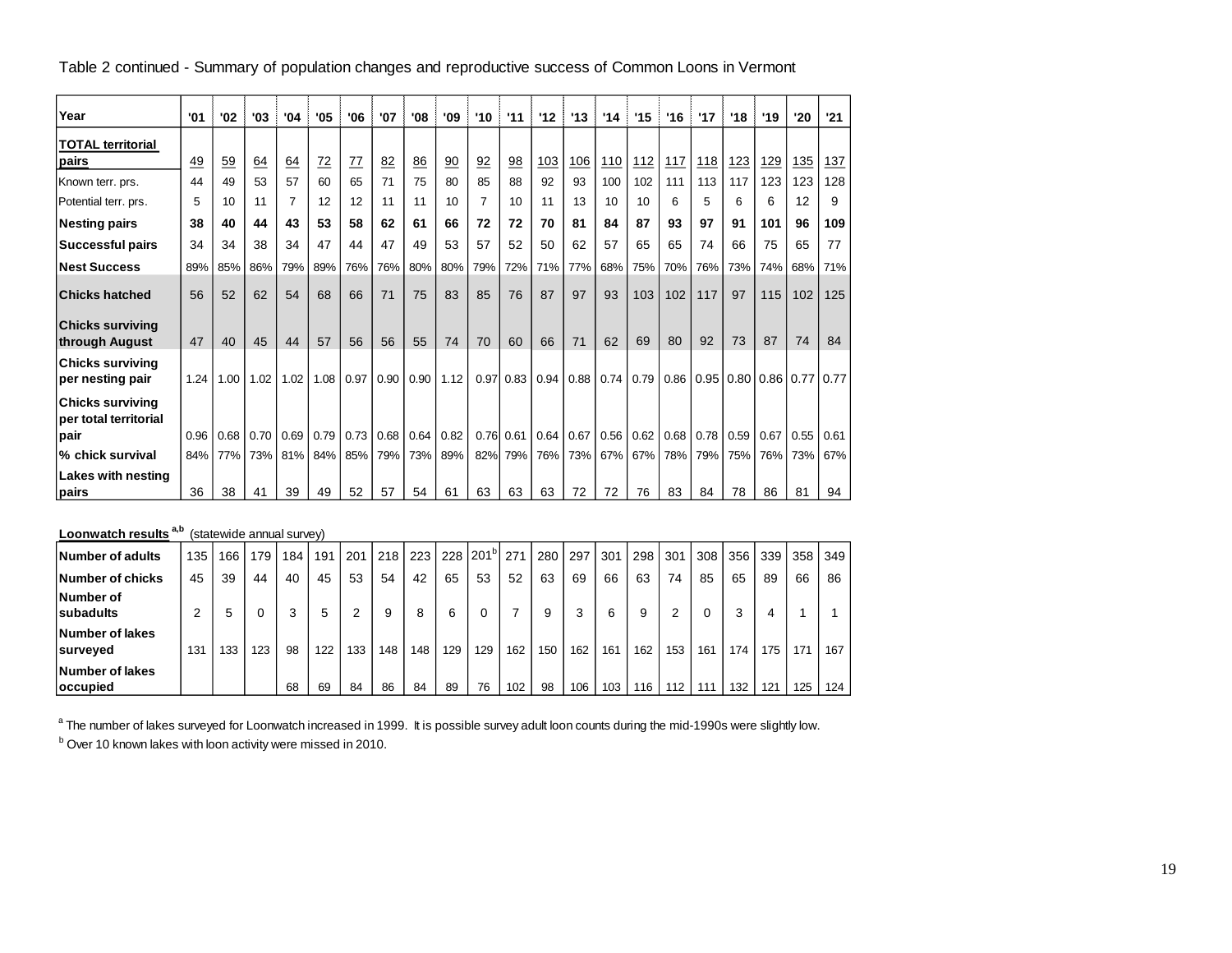Table 2 continued - Summary of population changes and reproductive success of Common Loons in Vermont

| Year | '01 | '02 | '03 | '04 | '05 | '06 | '07 | '08 | '09 | '10 | '11 | '12 | '13 | '14 | '15 | '16 | '17 | '18 | '19 | '20 | '21 |
|---|---|---|---|---|---|---|---|---|---|---|---|---|---|---|---|---|---|---|---|---|---|
| **TOTAL territorial pairs** | 49 | 59 | 64 | 64 | 72 | 77 | 82 | 86 | 90 | 92 | 98 | 103 | 106 | 110 | 112 | 117 | 118 | 123 | 129 | 135 | 137 |
| Known terr. prs. | 44 | 49 | 53 | 57 | 60 | 65 | 71 | 75 | 80 | 85 | 88 | 92 | 93 | 100 | 102 | 111 | 113 | 117 | 123 | 123 | 128 |
| Potential terr. prs. | 5 | 10 | 11 | 7 | 12 | 12 | 11 | 11 | 10 | 7 | 10 | 11 | 13 | 10 | 10 | 6 | 5 | 6 | 6 | 12 | 9 |
| **Nesting pairs** | **38** | **40** | **44** | **43** | **53** | **58** | **62** | **61** | **66** | **72** | **72** | **70** | **81** | **84** | **87** | **93** | **97** | **91** | **101** | **96** | **109** |
| **Successful pairs** | 34 | 34 | 38 | 34 | 47 | 44 | 47 | 49 | 53 | 57 | 52 | 50 | 62 | 57 | 65 | 65 | 74 | 66 | 75 | 65 | 77 |
| **Nest Success** | 89% | 85% | 86% | 79% | 89% | 76% | 76% | 80% | 80% | 79% | 72% | 71% | 77% | 68% | 75% | 70% | 76% | 73% | 74% | 68% | 71% |
| **Chicks hatched** | 56 | 52 | 62 | 54 | 68 | 66 | 71 | 75 | 83 | 85 | 76 | 87 | 97 | 93 | 103 | 102 | 117 | 97 | 115 | 102 | 125 |
| **Chicks surviving through August** | 47 | 40 | 45 | 44 | 57 | 56 | 56 | 55 | 74 | 70 | 60 | 66 | 71 | 62 | 69 | 80 | 92 | 73 | 87 | 74 | 84 |
| **Chicks surviving per nesting pair** | 1.24 | 1.00 | 1.02 | 1.02 | 1.08 | 0.97 | 0.90 | 0.90 | 1.12 | 0.97 | 0.83 | 0.94 | 0.88 | 0.74 | 0.79 | 0.86 | 0.95 | 0.80 | 0.86 | 0.77 | 0.77 |
| **Chicks surviving per total territorial pair** | 0.96 | 0.68 | 0.70 | 0.69 | 0.79 | 0.73 | 0.68 | 0.64 | 0.82 | 0.76 | 0.61 | 0.64 | 0.67 | 0.56 | 0.62 | 0.68 | 0.78 | 0.59 | 0.67 | 0.55 | 0.61 |
| **% chick survival** | 84% | 77% | 73% | 81% | 84% | 85% | 79% | 73% | 89% | 82% | 79% | 76% | 73% | 67% | 67% | 78% | 79% | 75% | 76% | 73% | 67% |
| **Lakes with nesting pairs** | 36 | 38 | 41 | 39 | 49 | 52 | 57 | 54 | 61 | 63 | 63 | 63 | 72 | 72 | 76 | 83 | 84 | 78 | 86 | 81 | 94 |

**Loonwatch results** [a,b] (statewide annual survey)

| | '01 | '02 | '03 | '04 | '05 | '06 | '07 | '08 | '09 | '10 | '11 | '12 | '13 | '14 | '15 | '16 | '17 | '18 | '19 | '20 | '21 |
|---|---|---|---|---|---|---|---|---|---|---|---|---|---|---|---|---|---|---|---|---|---|
| **Number of adults** | 135 | 166 | 179 | 184 | 191 | 201 | 218 | 223 | 228 | 201[b] | 271 | 280 | 297 | 301 | 298 | 301 | 308 | 356 | 339 | 358 | 349 |
| **Number of chicks** | 45 | 39 | 44 | 40 | 45 | 53 | 54 | 42 | 65 | 53 | 52 | 63 | 69 | 66 | 63 | 74 | 85 | 65 | 89 | 66 | 86 |
| **Number of subadults** | 2 | 5 | 0 | 3 | 5 | 2 | 9 | 8 | 6 | 0 | 7 | 9 | 3 | 6 | 9 | 2 | 0 | 3 | 4 | 1 | 1 |
| **Number of lakes surveyed** | 131 | 133 | 123 | 98 | 122 | 133 | 148 | 148 | 129 | 129 | 162 | 150 | 162 | 161 | 162 | 153 | 161 | 174 | 175 | 171 | 167 |
| **Number of lakes occupied** | | | | 68 | 69 | 84 | 86 | 84 | 89 | 76 | 102 | 98 | 106 | 103 | 116 | 112 | 111 | 132 | 121 | 125 | 124 |

[a] The number of lakes surveyed for Loonwatch increased in 1999. It is possible survey adult loon counts during the mid-1990s were slightly low.

[b] Over 10 known lakes with loon activity were missed in 2010.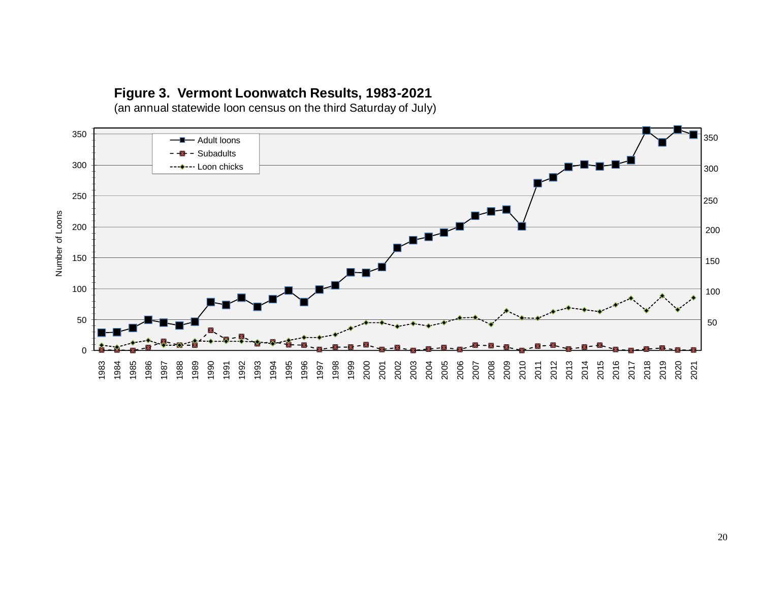**Figure 3. Vermont Loonwatch Results, 1983-2021**
(an annual statewide loon census on the third Saturday of July)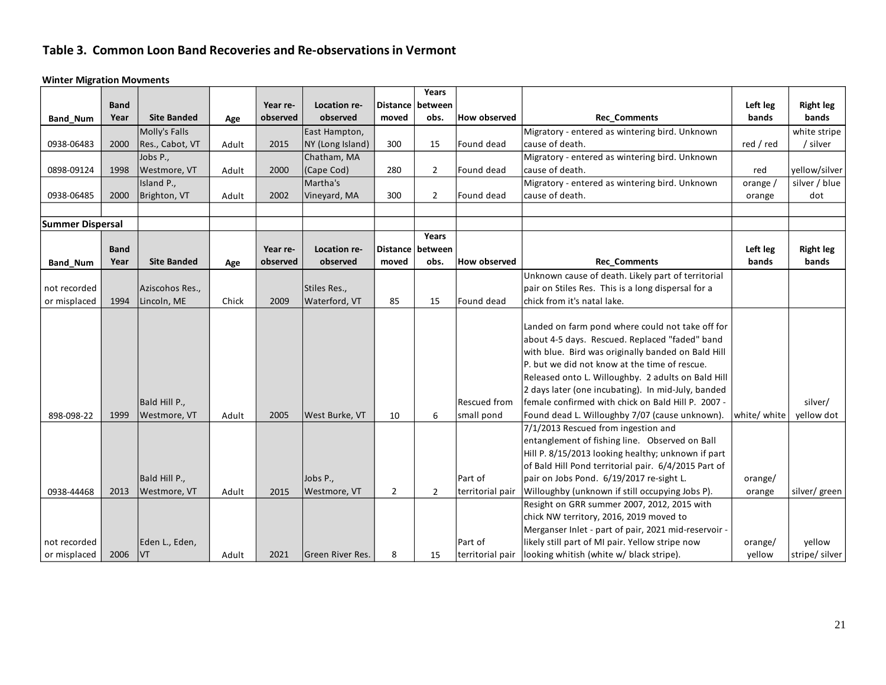# Table 3. Common Loon Band Recoveries and Re-observations in Vermont

**Winter Migration Movments**

| Band_Num | Band Year | Site Banded | Age | Year re-observed | Location re-observed | Distance moved | Years between obs. | How observed | Rec_Comments | Left leg bands | Right leg bands |
|---|---|---|---|---|---|---|---|---|---|---|---|
| 0938-06483 | 2000 | Molly's Falls Res., Cabot, VT | Adult | 2015 | East Hampton, NY (Long Island) | 300 | 15 | Found dead | Migratory - entered as wintering bird. Unknown cause of death. | red / red | white stripe / silver |
| 0898-09124 | 1998 | Jobs P., Westmore, VT | Adult | 2000 | Chatham, MA (Cape Cod) | 280 | 2 | Found dead | Migratory - entered as wintering bird. Unknown cause of death. | red | yellow/silver |
| 0938-06485 | 2000 | Island P., Brighton, VT | Adult | 2002 | Martha's Vineyard, MA | 300 | 2 | Found dead | Migratory - entered as wintering bird. Unknown cause of death. | orange / orange | silver / blue dot |

**Summer Dispersal**

| Band_Num | Band Year | Site Banded | Age | Year re-observed | Location re-observed | Distance moved | Years between obs. | How observed | Rec_Comments | Left leg bands | Right leg bands |
|---|---|---|---|---|---|---|---|---|---|---|---|
| not recorded or misplaced | 1994 | Aziscohos Res., Lincoln, ME | Chick | 2009 | Stiles Res., Waterford, VT | 85 | 15 | Found dead | Unknown cause of death. Likely part of territorial pair on Stiles Res. This is a long dispersal for a chick from it's natal lake. | | |
| 898-098-22 | 1999 | Bald Hill P., Westmore, VT | Adult | 2005 | West Burke, VT | 10 | 6 | Rescued from small pond | Landed on farm pond where could not take off for about 4-5 days. Rescued. Replaced "faded" band with blue. Bird was originally banded on Bald Hill P. but we did not know at the time of rescue. Released onto L. Willoughby. 2 adults on Bald Hill 2 days later (one incubating). In mid-July, banded female confirmed with chick on Bald Hill P. 2007 - Found dead L. Willoughby 7/07 (cause unknown). | white/ white | silver/ yellow dot |
| 0938-44468 | 2013 | Bald Hill P., Westmore, VT | Adult | 2015 | Jobs P., Westmore, VT | 2 | 2 | Part of territorial pair | 7/1/2013 Rescued from ingestion and entanglement of fishing line. Observed on Ball Hill P. 8/15/2013 looking healthy; unknown if part of Bald Hill Pond territorial pair. 6/4/2015 Part of pair on Jobs Pond. 6/19/2017 re-sight L. Willoughby (unknown if still occupying Jobs P). | orange/ orange | silver/ green |
| not recorded or misplaced | 2006 | Eden L., Eden, VT | Adult | 2021 | Green River Res. | 8 | 15 | Part of territorial pair | Resight on GRR summer 2007, 2012, 2015 with chick NW territory, 2016, 2019 moved to Merganser Inlet - part of pair, 2021 mid-reservoir - likely still part of MI pair. Yellow stripe now looking whitish (white w/ black stripe). | orange/ yellow | yellow stripe/ silver |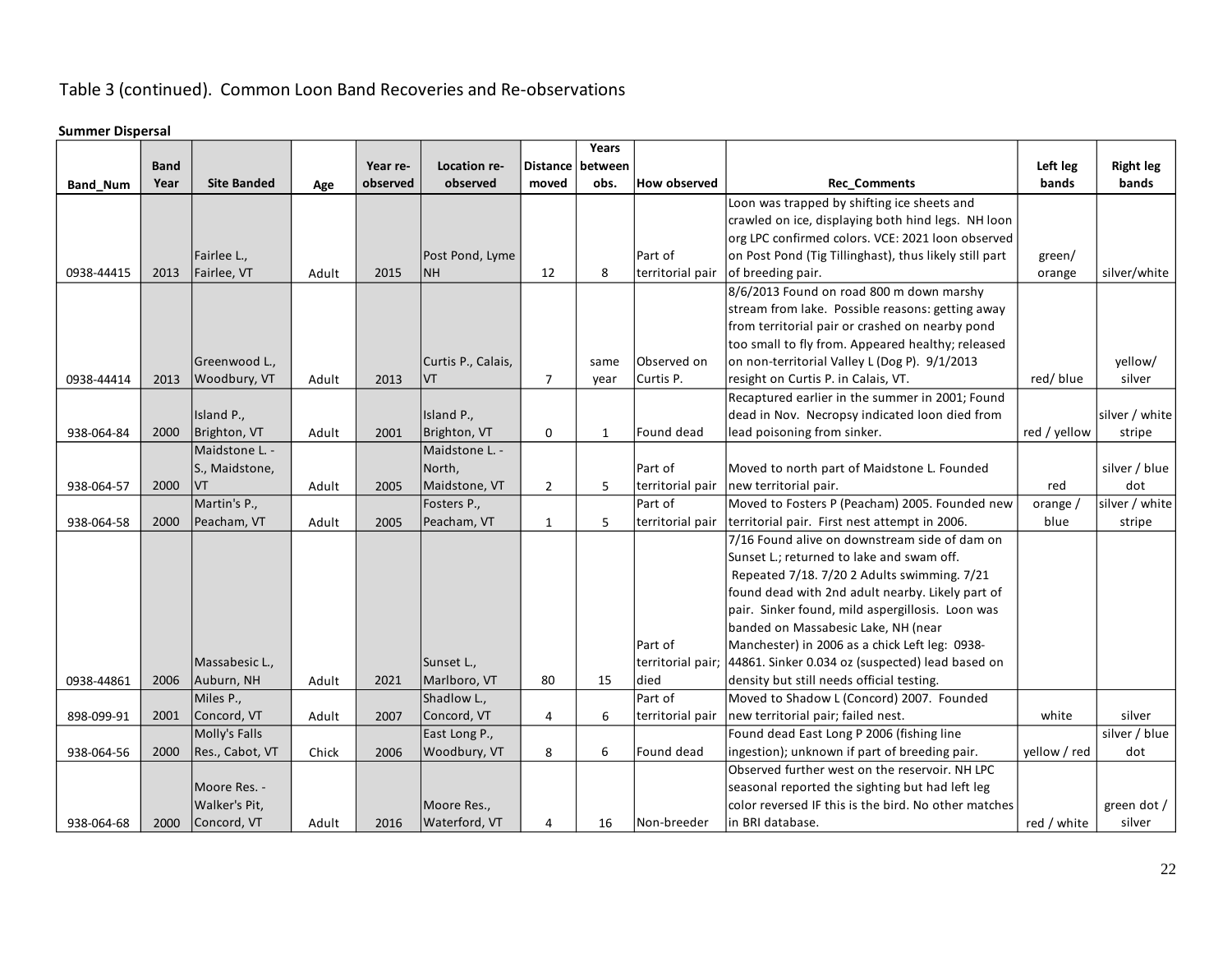Table 3 (continued). Common Loon Band Recoveries and Re-observations

**Summer Dispersal**

| Band_Num | Band Year | Site Banded | Age | Year re-observed | Location re-observed | Distance moved | Years between obs. | How observed | Rec_Comments | Left leg bands | Right leg bands |
|---|---|---|---|---|---|---|---|---|---|---|---|
| 0938-44415 | 2013 | Fairlee L., Fairlee, VT | Adult | 2015 | Post Pond, Lyme NH | 12 | 8 | Part of territorial pair | Loon was trapped by shifting ice sheets and crawled on ice, displaying both hind legs. NH loon org LPC confirmed colors. VCE: 2021 loon observed on Post Pond (Tig Tillinghast), thus likely still part of breeding pair. | green/ orange | silver/white |
| 0938-44414 | 2013 | Greenwood L., Woodbury, VT | Adult | 2013 | Curtis P., Calais, VT | 7 | same year | Observed on Curtis P. | 8/6/2013 Found on road 800 m down marshy stream from lake. Possible reasons: getting away from territorial pair or crashed on nearby pond too small to fly from. Appeared healthy; released on non-territorial Valley L (Dog P). 9/1/2013 resight on Curtis P. in Calais, VT. | red/ blue | yellow/ silver |
| 938-064-84 | 2000 | Island P., Brighton, VT | Adult | 2001 | Island P., Brighton, VT | 0 | 1 | Found dead | Recaptured earlier in the summer in 2001; Found dead in Nov. Necropsy indicated loon died from lead poisoning from sinker. | red / yellow | silver / white stripe |
| 938-064-57 | 2000 | Maidstone L. - S., Maidstone, VT | Adult | 2005 | Maidstone L. - North, Maidstone, VT | 2 | 5 | Part of territorial pair | Moved to north part of Maidstone L. Founded new territorial pair. | red | silver / blue dot |
| 938-064-58 | 2000 | Martin's P., Peacham, VT | Adult | 2005 | Fosters P., Peacham, VT | 1 | 5 | Part of territorial pair | Moved to Fosters P (Peacham) 2005. Founded new territorial pair. First nest attempt in 2006. | orange / blue | silver / white stripe |
| 0938-44861 | 2006 | Massabesic L., Auburn, NH | Adult | 2021 | Sunset L., Marlboro, VT | 80 | 15 | Part of territorial pair; died | 7/16 Found alive on downstream side of dam on Sunset L.; returned to lake and swam off. Repeated 7/18. 7/20 2 Adults swimming. 7/21 found dead with 2nd adult nearby. Likely part of pair. Sinker found, mild aspergillosis. Loon was banded on Massabesic Lake, NH (near Manchester) in 2006 as a chick Left leg: 0938-44861. Sinker 0.034 oz (suspected) lead based on density but still needs official testing. | | |
| 898-099-91 | 2001 | Miles P., Concord, VT | Adult | 2007 | Shadlow L., Concord, VT | 4 | 6 | Part of territorial pair | Moved to Shadow L (Concord) 2007. Founded new territorial pair; failed nest. | white | silver |
| 938-064-56 | 2000 | Molly's Falls Res., Cabot, VT | Chick | 2006 | East Long P., Woodbury, VT | 8 | 6 | Found dead | Found dead East Long P 2006 (fishing line ingestion); unknown if part of breeding pair. | yellow / red | silver / blue dot |
| 938-064-68 | 2000 | Moore Res. - Walker's Pit, Concord, VT | Adult | 2016 | Moore Res., Waterford, VT | 4 | 16 | Non-breeder | Observed further west on the reservoir. NH LPC seasonal reported the sighting but had left leg color reversed IF this is the bird. No other matches in BRI database. | red / white | green dot / silver |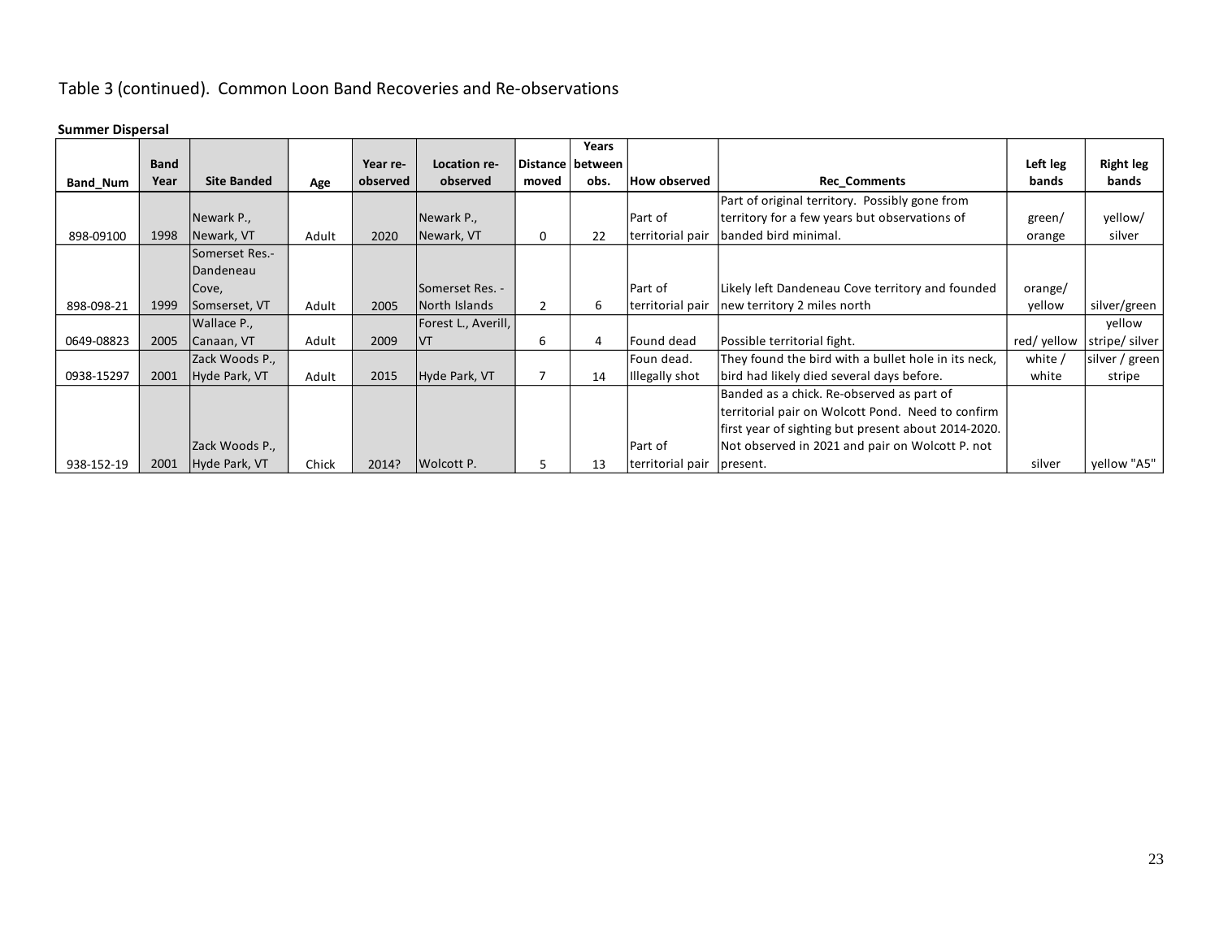Table 3 (continued). Common Loon Band Recoveries and Re-observations

**Summer Dispersal**

| Band_Num | Band Year | Site Banded | Age | Year re-observed | Location re-observed | Distance moved | Years between obs. | How observed | Rec_Comments | Left leg bands | Right leg bands |
|---|---|---|---|---|---|---|---|---|---|---|---|
| 898-09100 | 1998 | Newark P., Newark, VT | Adult | 2020 | Newark P., Newark, VT | 0 | 22 | Part of territorial pair | Part of original territory. Possibly gone from territory for a few years but observations of banded bird minimal. | green/ orange | yellow/ silver |
| 898-098-21 | 1999 | Somerset Res.-Dandeneau Cove, Somserset, VT | Adult | 2005 | Somerset Res. - North Islands | 2 | 6 | Part of territorial pair | Likely left Dandeneau Cove territory and founded new territory 2 miles north | orange/ yellow | silver/green |
| 0649-08823 | 2005 | Wallace P., Canaan, VT | Adult | 2009 | Forest L., Averill, VT | 6 | 4 | Found dead | Possible territorial fight. | red/ yellow | yellow stripe/ silver |
| 0938-15297 | 2001 | Zack Woods P., Hyde Park, VT | Adult | 2015 | Hyde Park, VT | 7 | 14 | Foun dead. Illegally shot | They found the bird with a bullet hole in its neck, bird had likely died several days before. | white / white | silver / green stripe |
| 938-152-19 | 2001 | Zack Woods P., Hyde Park, VT | Chick | 2014? | Wolcott P. | 5 | 13 | Part of territorial pair | Banded as a chick. Re-observed as part of territorial pair on Wolcott Pond. Need to confirm first year of sighting but present about 2014-2020. Not observed in 2021 and pair on Wolcott P. not present. | silver | yellow "A5" |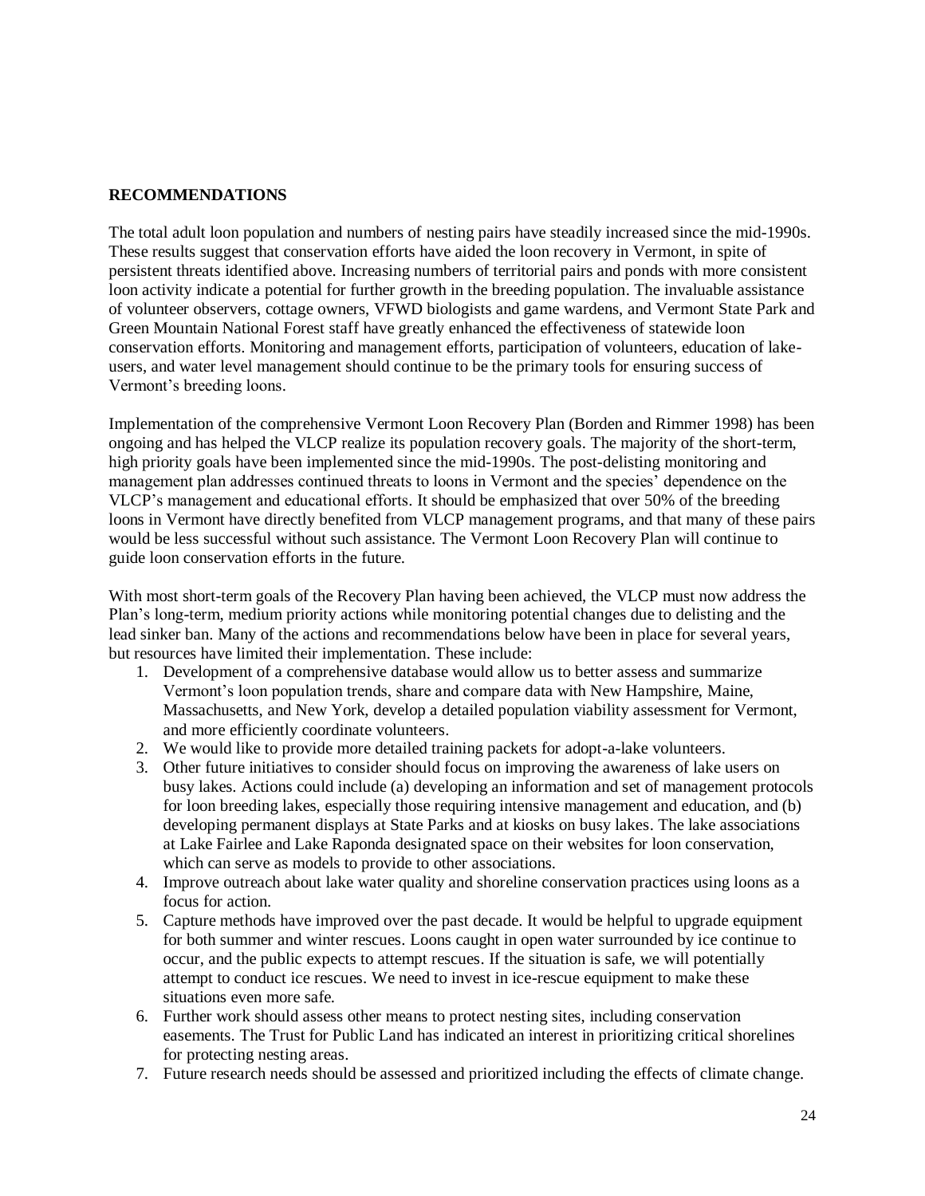**RECOMMENDATIONS**

The total adult loon population and numbers of nesting pairs have steadily increased since the mid-1990s. These results suggest that conservation efforts have aided the loon recovery in Vermont, in spite of persistent threats identified above. Increasing numbers of territorial pairs and ponds with more consistent loon activity indicate a potential for further growth in the breeding population. The invaluable assistance of volunteer observers, cottage owners, VFWD biologists and game wardens, and Vermont State Park and Green Mountain National Forest staff have greatly enhanced the effectiveness of statewide loon conservation efforts. Monitoring and management efforts, participation of volunteers, education of lake-users, and water level management should continue to be the primary tools for ensuring success of Vermont's breeding loons.

Implementation of the comprehensive Vermont Loon Recovery Plan (Borden and Rimmer 1998) has been ongoing and has helped the VLCP realize its population recovery goals. The majority of the short-term, high priority goals have been implemented since the mid-1990s. The post-delisting monitoring and management plan addresses continued threats to loons in Vermont and the species' dependence on the VLCP's management and educational efforts. It should be emphasized that over 50% of the breeding loons in Vermont have directly benefited from VLCP management programs, and that many of these pairs would be less successful without such assistance. The Vermont Loon Recovery Plan will continue to guide loon conservation efforts in the future.

With most short-term goals of the Recovery Plan having been achieved, the VLCP must now address the Plan's long-term, medium priority actions while monitoring potential changes due to delisting and the lead sinker ban. Many of the actions and recommendations below have been in place for several years, but resources have limited their implementation. These include:

1. Development of a comprehensive database would allow us to better assess and summarize Vermont's loon population trends, share and compare data with New Hampshire, Maine, Massachusetts, and New York, develop a detailed population viability assessment for Vermont, and more efficiently coordinate volunteers.
2. We would like to provide more detailed training packets for adopt-a-lake volunteers.
3. Other future initiatives to consider should focus on improving the awareness of lake users on busy lakes. Actions could include (a) developing an information and set of management protocols for loon breeding lakes, especially those requiring intensive management and education, and (b) developing permanent displays at State Parks and at kiosks on busy lakes. The lake associations at Lake Fairlee and Lake Raponda designated space on their websites for loon conservation, which can serve as models to provide to other associations.
4. Improve outreach about lake water quality and shoreline conservation practices using loons as a focus for action.
5. Capture methods have improved over the past decade. It would be helpful to upgrade equipment for both summer and winter rescues. Loons caught in open water surrounded by ice continue to occur, and the public expects to attempt rescues. If the situation is safe, we will potentially attempt to conduct ice rescues. We need to invest in ice-rescue equipment to make these situations even more safe.
6. Further work should assess other means to protect nesting sites, including conservation easements. The Trust for Public Land has indicated an interest in prioritizing critical shorelines for protecting nesting areas.
7. Future research needs should be assessed and prioritized including the effects of climate change.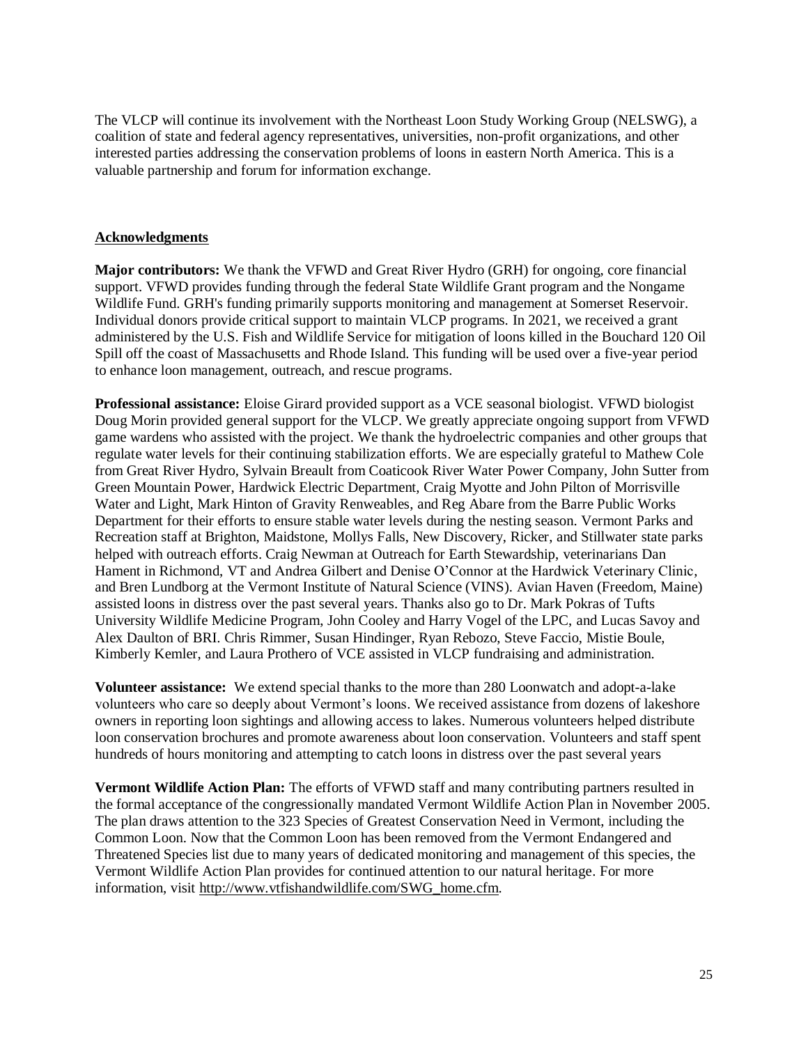The VLCP will continue its involvement with the Northeast Loon Study Working Group (NELSWG), a coalition of state and federal agency representatives, universities, non-profit organizations, and other interested parties addressing the conservation problems of loons in eastern North America. This is a valuable partnership and forum for information exchange.

## Acknowledgments

**Major contributors:** We thank the VFWD and Great River Hydro (GRH) for ongoing, core financial support. VFWD provides funding through the federal State Wildlife Grant program and the Nongame Wildlife Fund. GRH's funding primarily supports monitoring and management at Somerset Reservoir. Individual donors provide critical support to maintain VLCP programs. In 2021, we received a grant administered by the U.S. Fish and Wildlife Service for mitigation of loons killed in the Bouchard 120 Oil Spill off the coast of Massachusetts and Rhode Island. This funding will be used over a five-year period to enhance loon management, outreach, and rescue programs.

**Professional assistance:** Eloise Girard provided support as a VCE seasonal biologist. VFWD biologist Doug Morin provided general support for the VLCP. We greatly appreciate ongoing support from VFWD game wardens who assisted with the project. We thank the hydroelectric companies and other groups that regulate water levels for their continuing stabilization efforts. We are especially grateful to Mathew Cole from Great River Hydro, Sylvain Breault from Coaticook River Water Power Company, John Sutter from Green Mountain Power, Hardwick Electric Department, Craig Myotte and John Pilton of Morrisville Water and Light, Mark Hinton of Gravity Renweables, and Reg Abare from the Barre Public Works Department for their efforts to ensure stable water levels during the nesting season. Vermont Parks and Recreation staff at Brighton, Maidstone, Mollys Falls, New Discovery, Ricker, and Stillwater state parks helped with outreach efforts. Craig Newman at Outreach for Earth Stewardship, veterinarians Dan Hament in Richmond, VT and Andrea Gilbert and Denise O'Connor at the Hardwick Veterinary Clinic, and Bren Lundborg at the Vermont Institute of Natural Science (VINS). Avian Haven (Freedom, Maine) assisted loons in distress over the past several years. Thanks also go to Dr. Mark Pokras of Tufts University Wildlife Medicine Program, John Cooley and Harry Vogel of the LPC, and Lucas Savoy and Alex Daulton of BRI. Chris Rimmer, Susan Hindinger, Ryan Rebozo, Steve Faccio, Mistie Boule, Kimberly Kemler, and Laura Prothero of VCE assisted in VLCP fundraising and administration.

**Volunteer assistance:** We extend special thanks to the more than 280 Loonwatch and adopt-a-lake volunteers who care so deeply about Vermont's loons. We received assistance from dozens of lakeshore owners in reporting loon sightings and allowing access to lakes. Numerous volunteers helped distribute loon conservation brochures and promote awareness about loon conservation. Volunteers and staff spent hundreds of hours monitoring and attempting to catch loons in distress over the past several years

**Vermont Wildlife Action Plan:** The efforts of VFWD staff and many contributing partners resulted in the formal acceptance of the congressionally mandated Vermont Wildlife Action Plan in November 2005. The plan draws attention to the 323 Species of Greatest Conservation Need in Vermont, including the Common Loon. Now that the Common Loon has been removed from the Vermont Endangered and Threatened Species list due to many years of dedicated monitoring and management of this species, the Vermont Wildlife Action Plan provides for continued attention to our natural heritage. For more information, visit http://www.vtfishandwildlife.com/SWG_home.cfm.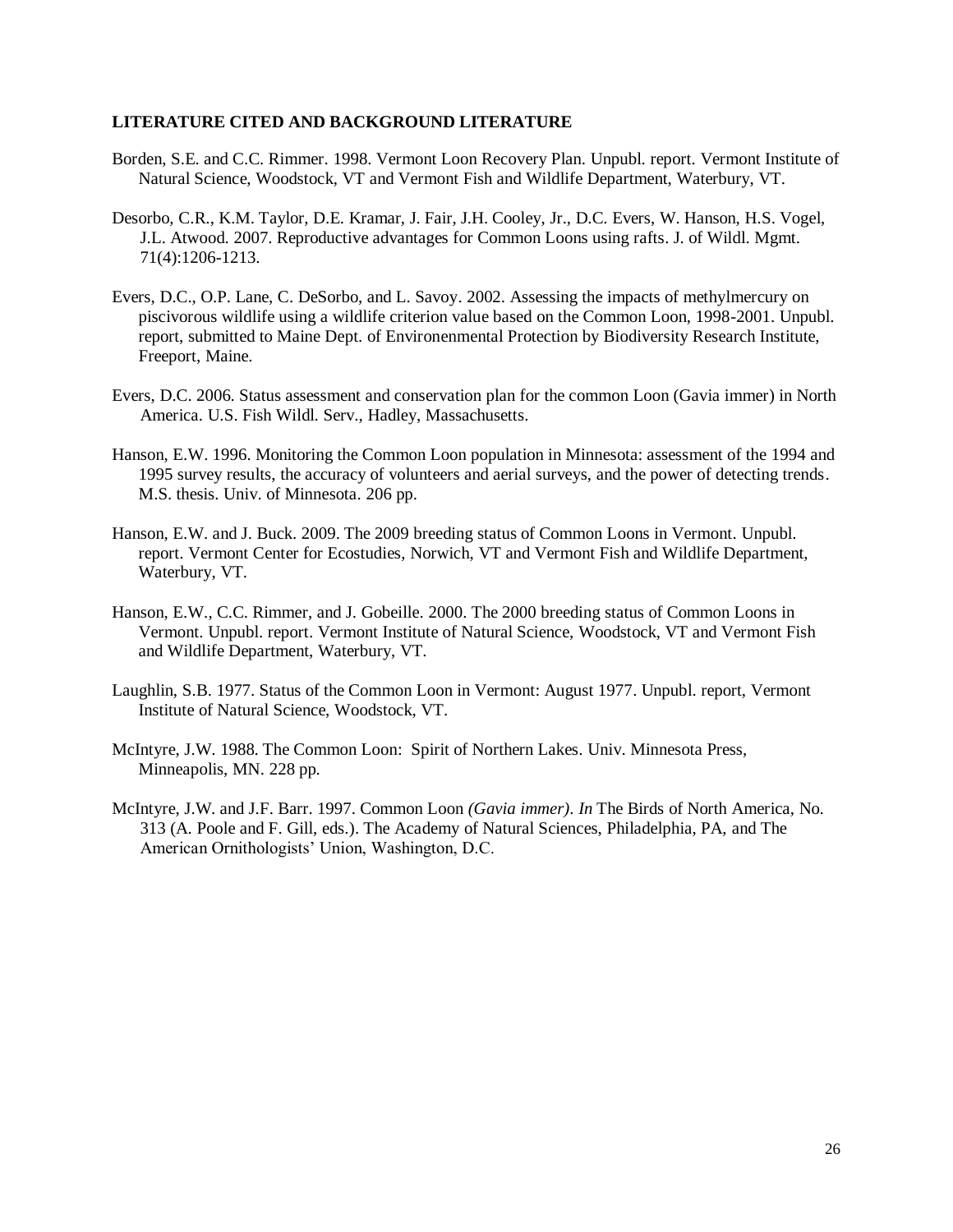## LITERATURE CITED AND BACKGROUND LITERATURE

Borden, S.E. and C.C. Rimmer. 1998. Vermont Loon Recovery Plan. Unpubl. report. Vermont Institute of Natural Science, Woodstock, VT and Vermont Fish and Wildlife Department, Waterbury, VT.

Desorbo, C.R., K.M. Taylor, D.E. Kramar, J. Fair, J.H. Cooley, Jr., D.C. Evers, W. Hanson, H.S. Vogel, J.L. Atwood. 2007. Reproductive advantages for Common Loons using rafts. J. of Wildl. Mgmt. 71(4):1206-1213.

Evers, D.C., O.P. Lane, C. DeSorbo, and L. Savoy. 2002. Assessing the impacts of methylmercury on piscivorous wildlife using a wildlife criterion value based on the Common Loon, 1998-2001. Unpubl. report, submitted to Maine Dept. of Environenmental Protection by Biodiversity Research Institute, Freeport, Maine.

Evers, D.C. 2006. Status assessment and conservation plan for the common Loon (Gavia immer) in North America. U.S. Fish Wildl. Serv., Hadley, Massachusetts.

Hanson, E.W. 1996. Monitoring the Common Loon population in Minnesota: assessment of the 1994 and 1995 survey results, the accuracy of volunteers and aerial surveys, and the power of detecting trends. M.S. thesis. Univ. of Minnesota. 206 pp.

Hanson, E.W. and J. Buck. 2009. The 2009 breeding status of Common Loons in Vermont. Unpubl. report. Vermont Center for Ecostudies, Norwich, VT and Vermont Fish and Wildlife Department, Waterbury, VT.

Hanson, E.W., C.C. Rimmer, and J. Gobeille. 2000. The 2000 breeding status of Common Loons in Vermont. Unpubl. report. Vermont Institute of Natural Science, Woodstock, VT and Vermont Fish and Wildlife Department, Waterbury, VT.

Laughlin, S.B. 1977. Status of the Common Loon in Vermont: August 1977. Unpubl. report, Vermont Institute of Natural Science, Woodstock, VT.

McIntyre, J.W. 1988. The Common Loon: Spirit of Northern Lakes. Univ. Minnesota Press, Minneapolis, MN. 228 pp.

McIntyre, J.W. and J.F. Barr. 1997. Common Loon *(Gavia immer)*. *In* The Birds of North America, No. 313 (A. Poole and F. Gill, eds.). The Academy of Natural Sciences, Philadelphia, PA, and The American Ornithologists' Union, Washington, D.C.